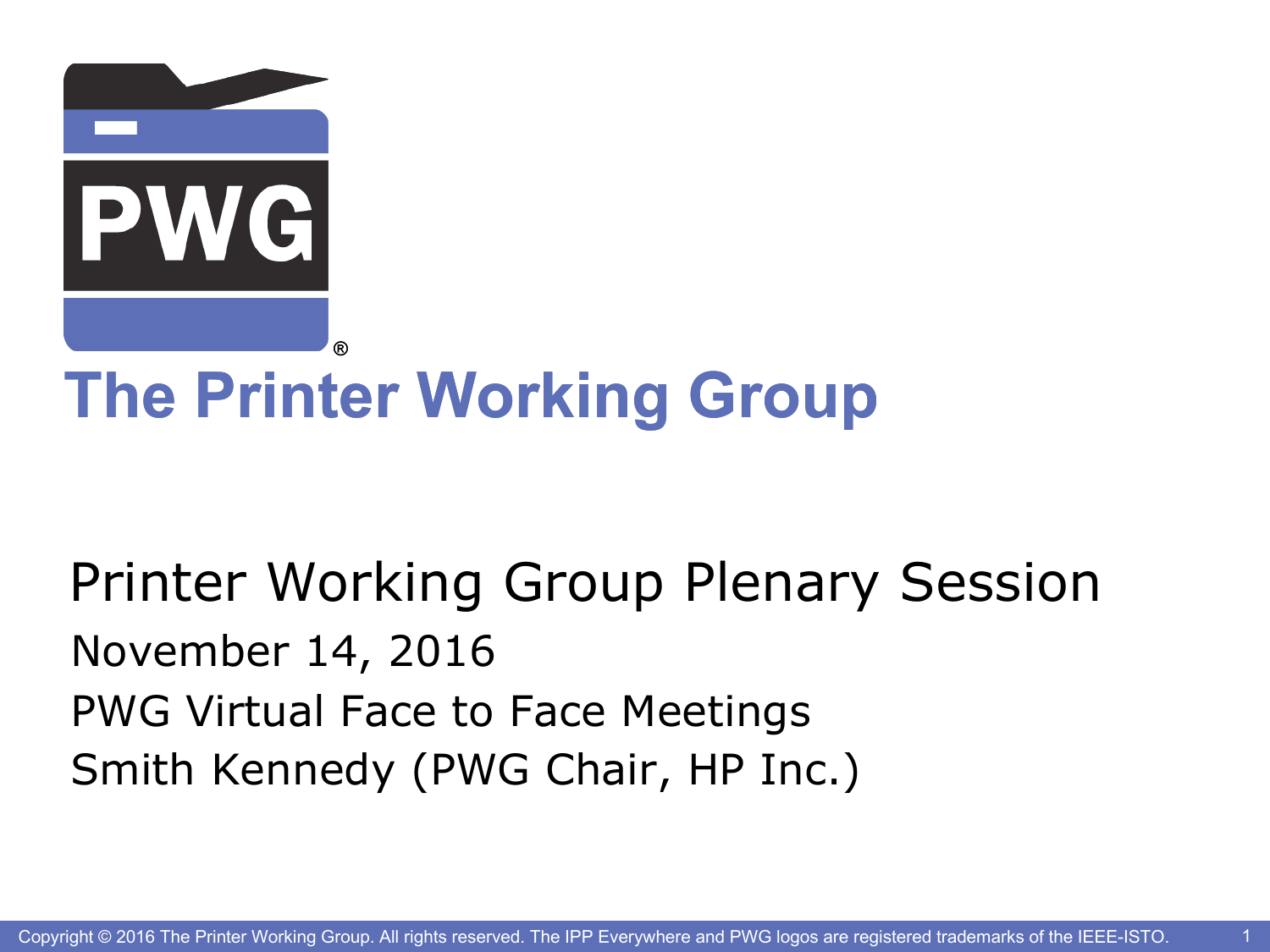# The Printer Working Group

## Printer Working Group Plenary Session

November 14, 2016

PWG Virtual Face to Face Meetings

Smith Kennedy (PWG Chair, HP Inc.)

Copyright © 2016 The Printer Working Group. All rights reserved. The IPP Everywhere and PWG logos are registered trademarks of the IEEE-ISTO.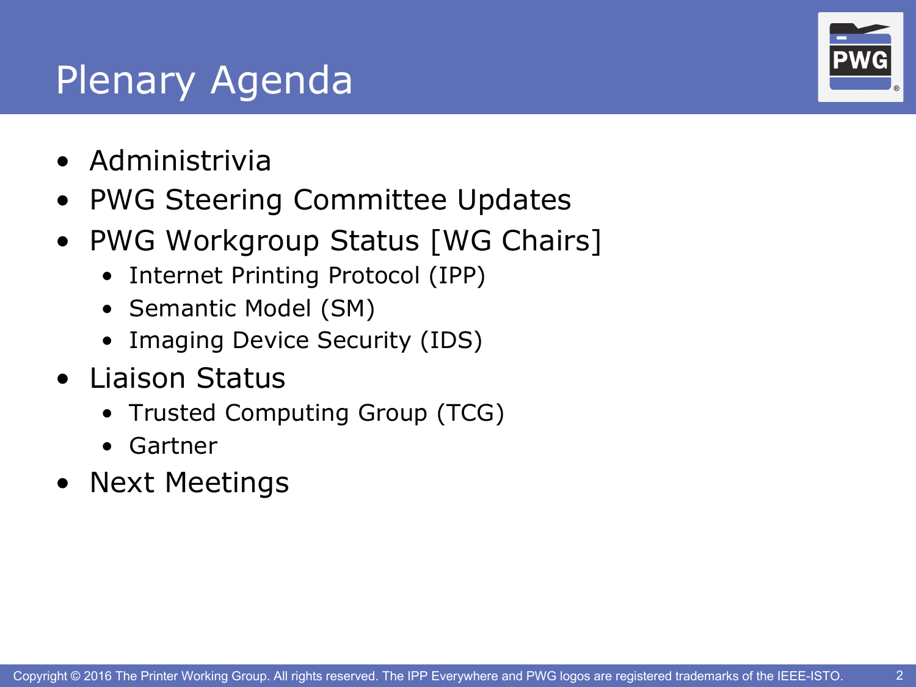# Plenary Agenda

- Administrivia
- PWG Steering Committee Updates
- PWG Workgroup Status [WG Chairs]
  - Internet Printing Protocol (IPP)
  - Semantic Model (SM)
  - Imaging Device Security (IDS)
- Liaison Status
  - Trusted Computing Group (TCG)
  - Gartner
- Next Meetings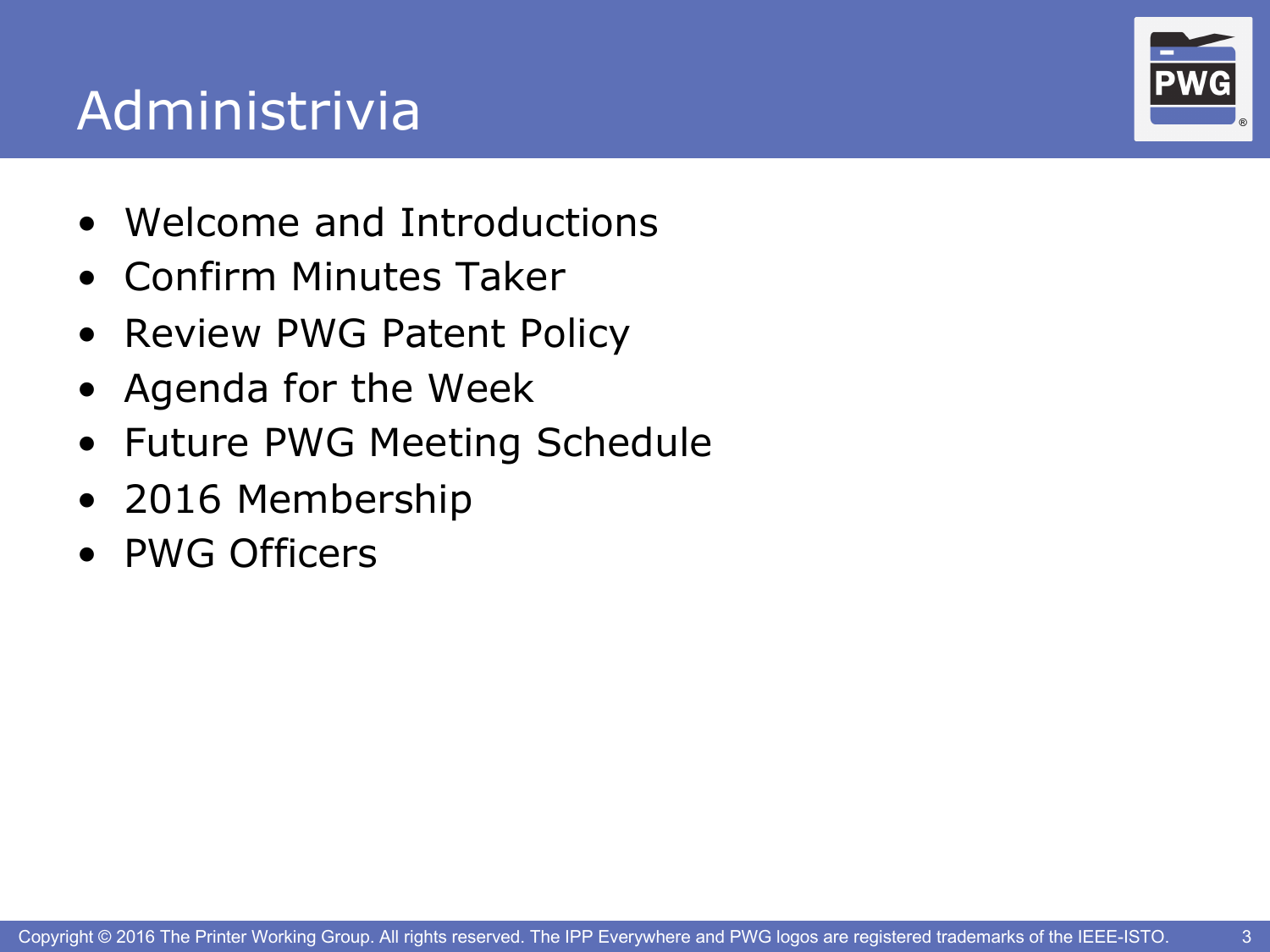# Administrivia

- Welcome and Introductions
- Confirm Minutes Taker
- Review PWG Patent Policy
- Agenda for the Week
- Future PWG Meeting Schedule
- 2016 Membership
- PWG Officers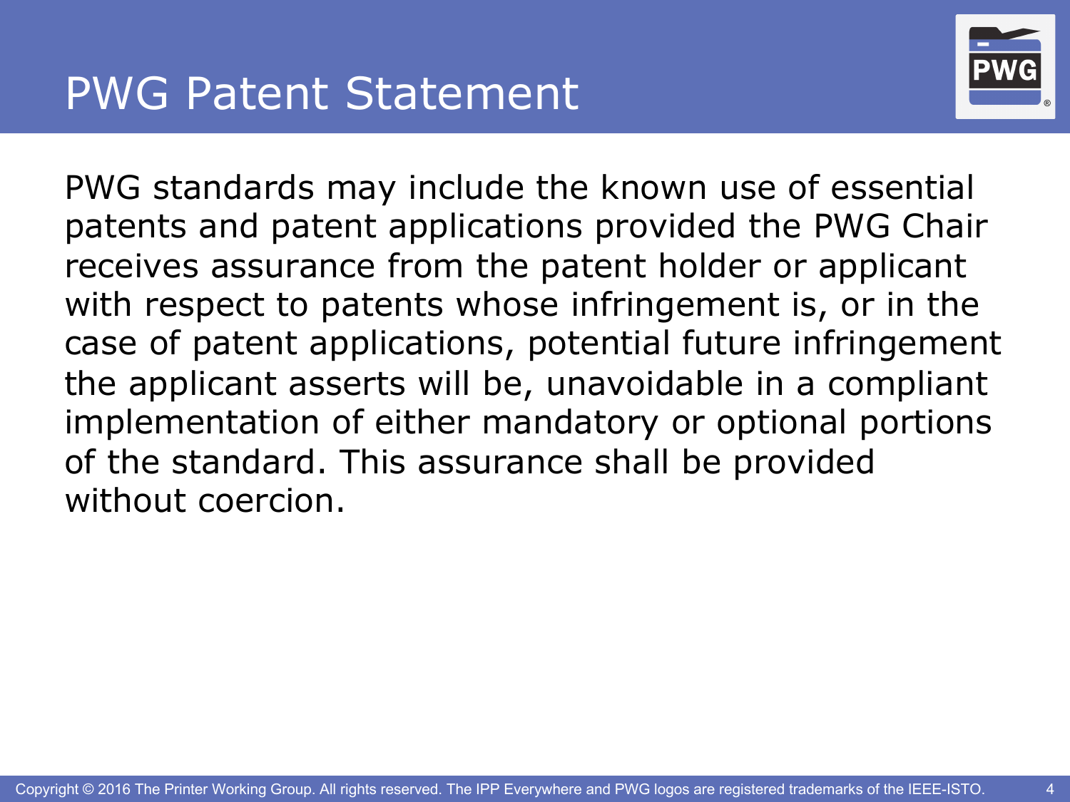# PWG Patent Statement

PWG standards may include the known use of essential patents and patent applications provided the PWG Chair receives assurance from the patent holder or applicant with respect to patents whose infringement is, or in the case of patent applications, potential future infringement the applicant asserts will be, unavoidable in a compliant implementation of either mandatory or optional portions of the standard. This assurance shall be provided without coercion.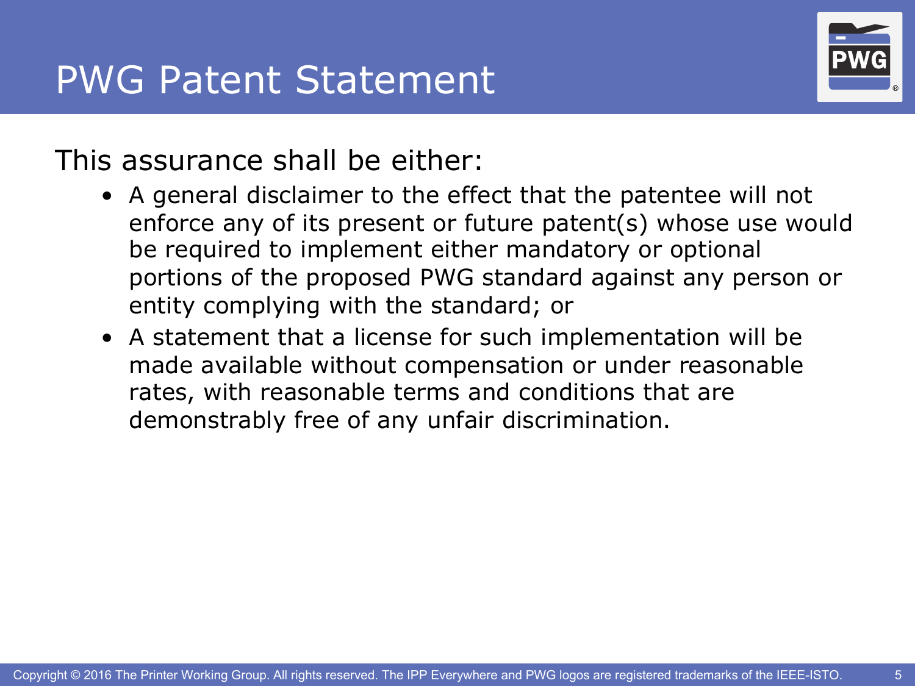# PWG Patent Statement

This assurance shall be either:

- A general disclaimer to the effect that the patentee will not enforce any of its present or future patent(s) whose use would be required to implement either mandatory or optional portions of the proposed PWG standard against any person or entity complying with the standard; or
- A statement that a license for such implementation will be made available without compensation or under reasonable rates, with reasonable terms and conditions that are demonstrably free of any unfair discrimination.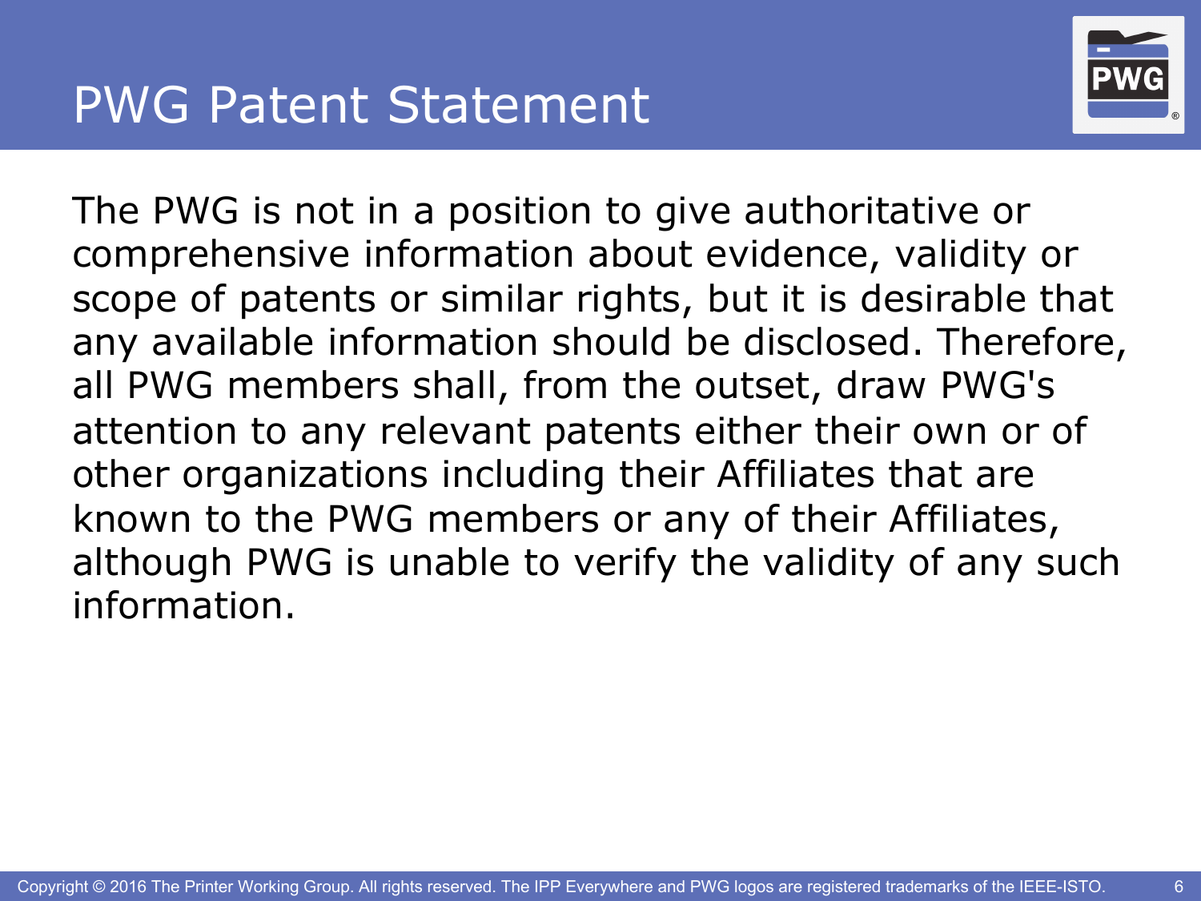# PWG Patent Statement

The PWG is not in a position to give authoritative or comprehensive information about evidence, validity or scope of patents or similar rights, but it is desirable that any available information should be disclosed. Therefore, all PWG members shall, from the outset, draw PWG's attention to any relevant patents either their own or of other organizations including their Affiliates that are known to the PWG members or any of their Affiliates, although PWG is unable to verify the validity of any such information.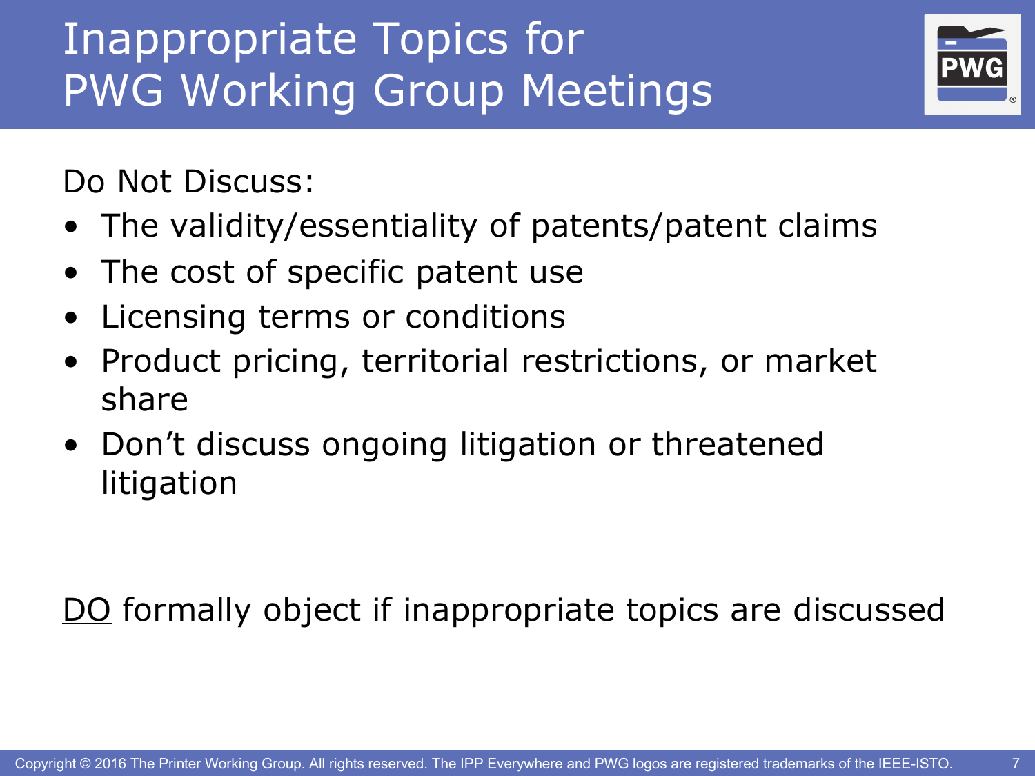# Inappropriate Topics for PWG Working Group Meetings

Do Not Discuss:

- The validity/essentiality of patents/patent claims
- The cost of specific patent use
- Licensing terms or conditions
- Product pricing, territorial restrictions, or market share
- Don't discuss ongoing litigation or threatened litigation

<u>DO</u> formally object if inappropriate topics are discussed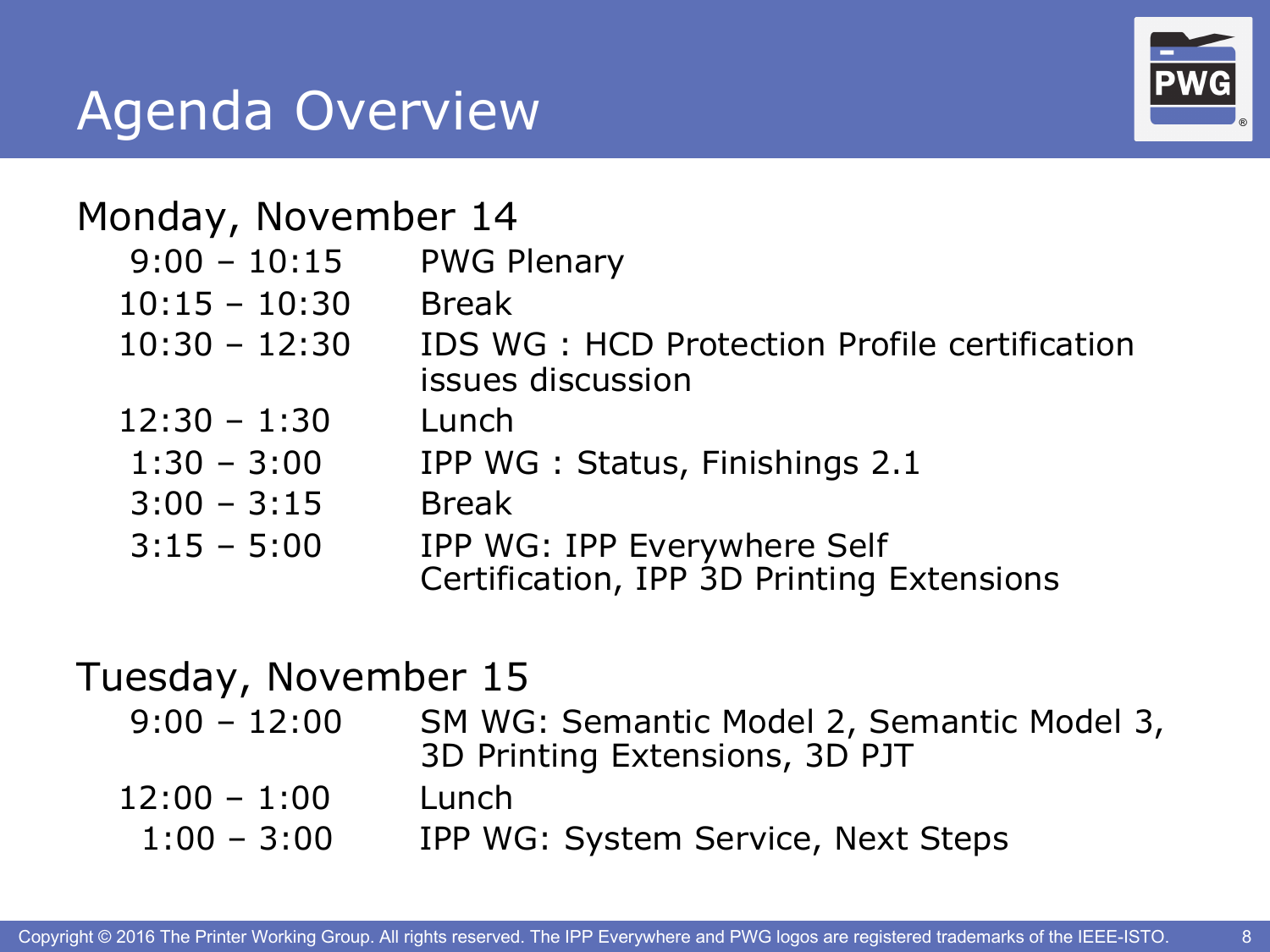# Agenda Overview

## Monday, November 14

| | |
|---|---|
| 9:00 – 10:15 | PWG Plenary |
| 10:15 – 10:30 | Break |
| 10:30 – 12:30 | IDS WG : HCD Protection Profile certification issues discussion |
| 12:30 – 1:30 | Lunch |
| 1:30 – 3:00 | IPP WG : Status, Finishings 2.1 |
| 3:00 – 3:15 | Break |
| 3:15 – 5:00 | IPP WG: IPP Everywhere Self Certification, IPP 3D Printing Extensions |

## Tuesday, November 15

| | |
|---|---|
| 9:00 – 12:00 | SM WG: Semantic Model 2, Semantic Model 3, 3D Printing Extensions, 3D PJT |
| 12:00 – 1:00 | Lunch |
| 1:00 – 3:00 | IPP WG: System Service, Next Steps |

Copyright © 2016 The Printer Working Group. All rights reserved. The IPP Everywhere and PWG logos are registered trademarks of the IEEE-ISTO.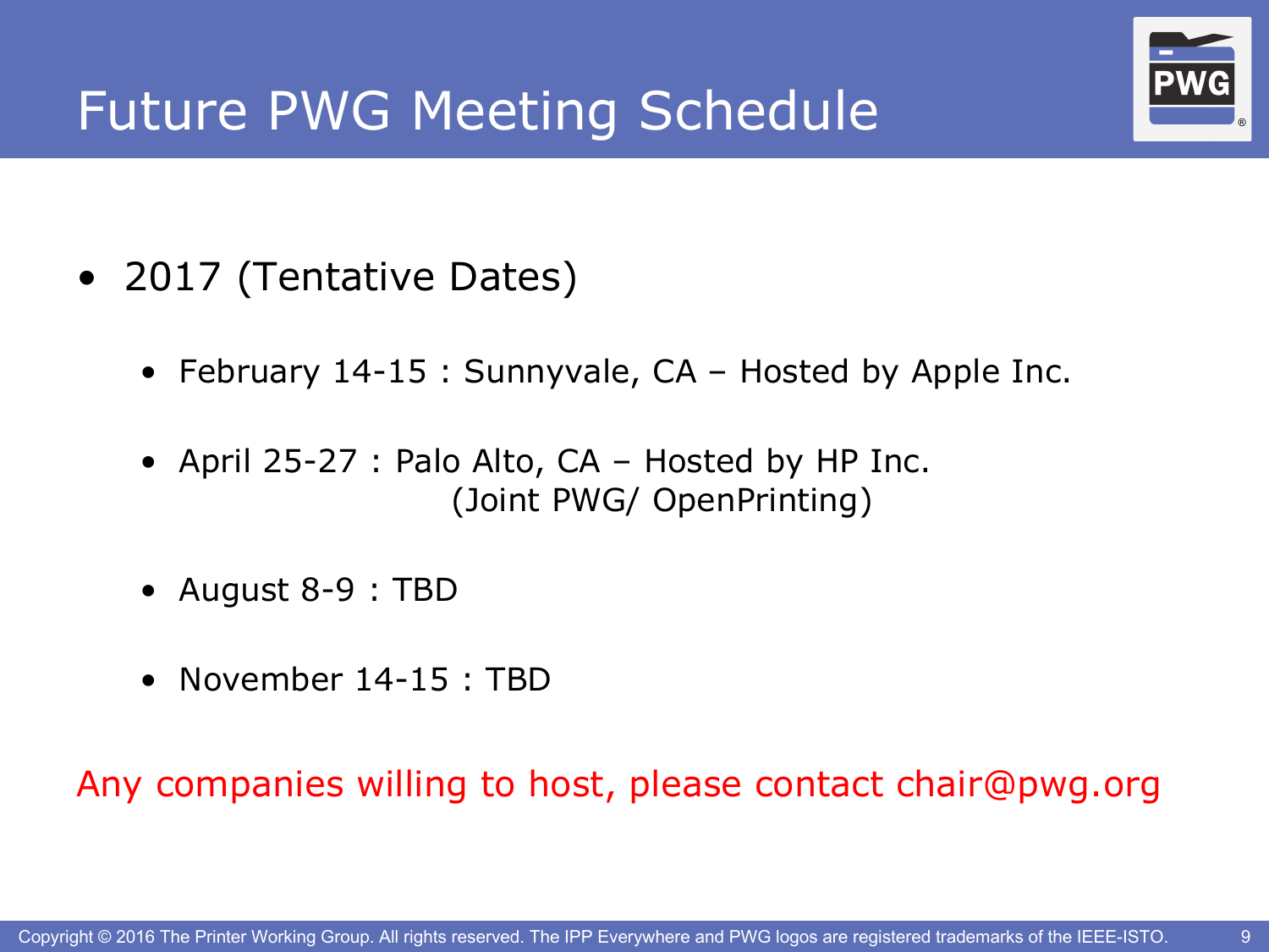# Future PWG Meeting Schedule

- 2017 (Tentative Dates)
  - February 14-15 : Sunnyvale, CA – Hosted by Apple Inc.
  - April 25-27 : Palo Alto, CA – Hosted by HP Inc. (Joint PWG/ OpenPrinting)
  - August 8-9 : TBD
  - November 14-15 : TBD

Any companies willing to host, please contact chair@pwg.org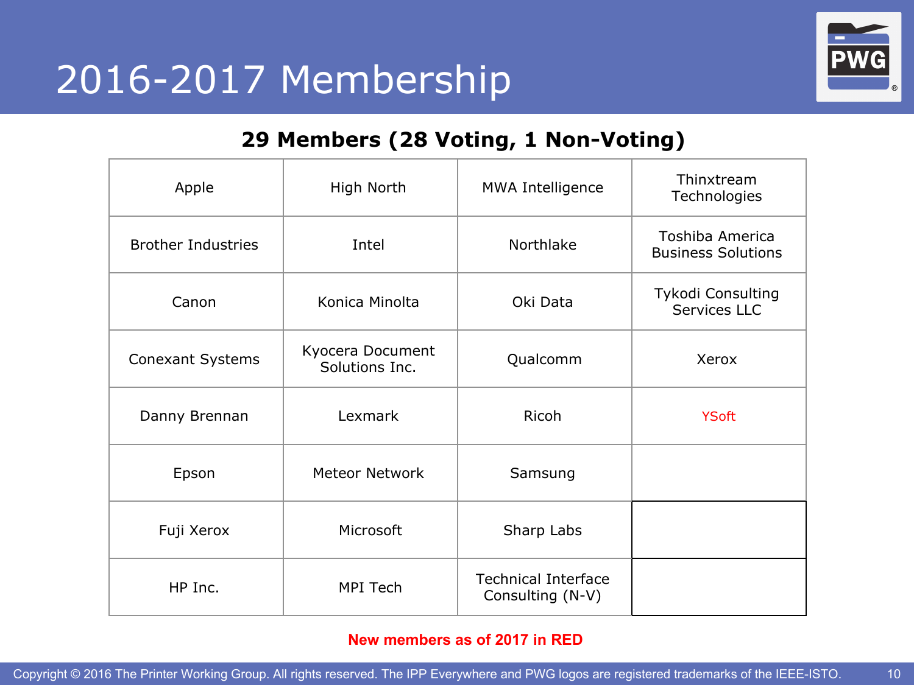# 2016-2017 Membership

**29 Members (28 Voting, 1 Non-Voting)**

| | | | |
|---|---|---|---|
| Apple | High North | MWA Intelligence | Thinxtream Technologies |
| Brother Industries | Intel | Northlake | Toshiba America Business Solutions |
| Canon | Konica Minolta | Oki Data | Tykodi Consulting Services LLC |
| Conexant Systems | Kyocera Document Solutions Inc. | Qualcomm | Xerox |
| Danny Brennan | Lexmark | Ricoh | YSoft |
| Epson | Meteor Network | Samsung | |
| Fuji Xerox | Microsoft | Sharp Labs | |
| HP Inc. | MPI Tech | Technical Interface Consulting (N-V) | |

**New members as of 2017 in RED**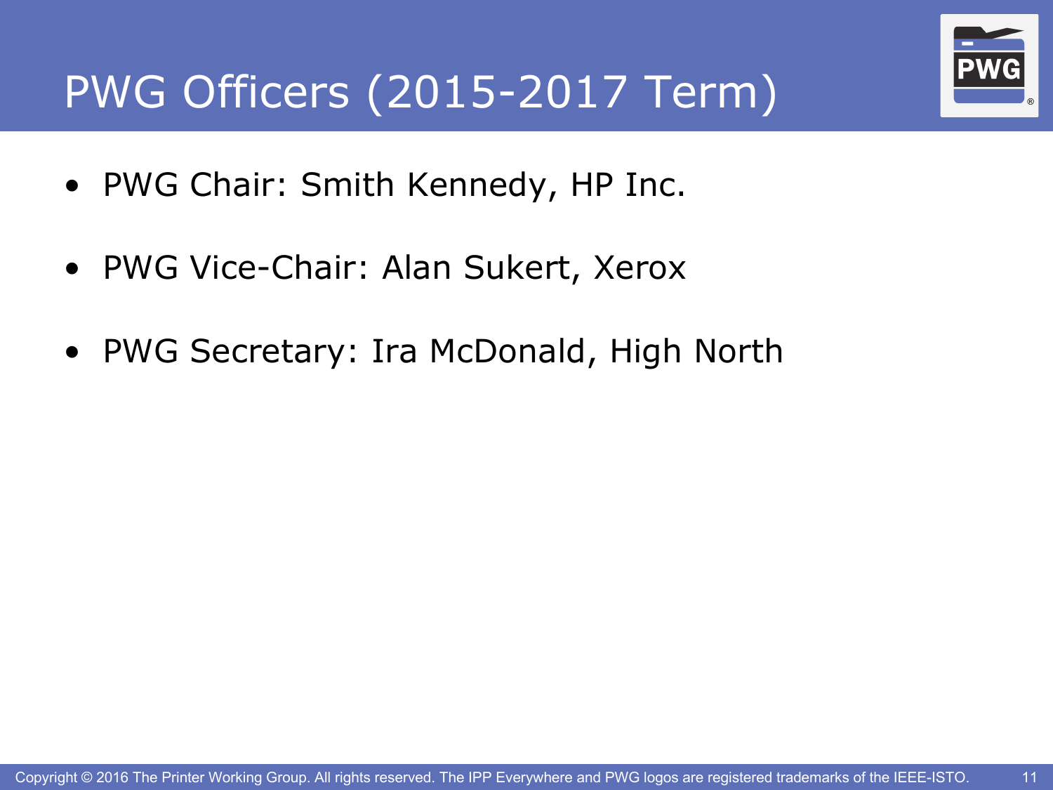# PWG Officers (2015-2017 Term)

- PWG Chair: Smith Kennedy, HP Inc.
- PWG Vice-Chair: Alan Sukert, Xerox
- PWG Secretary: Ira McDonald, High North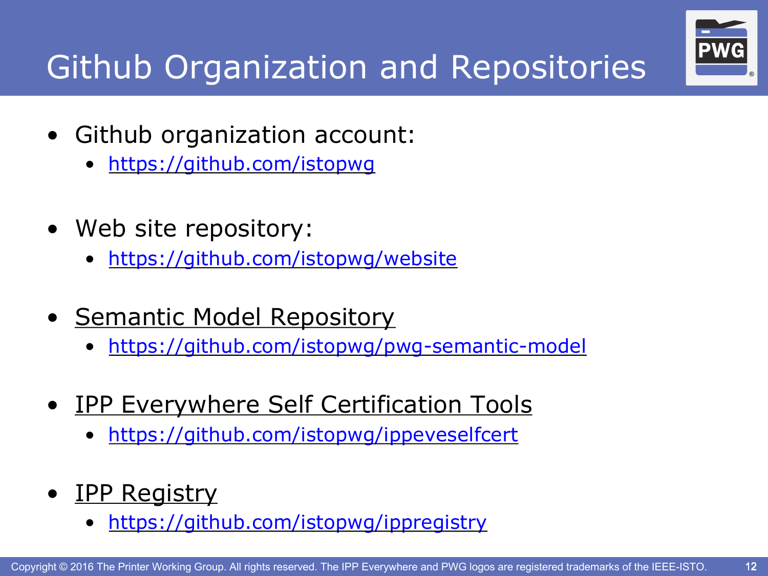# Github Organization and Repositories

- Github organization account:
  - https://github.com/istopwg
- Web site repository:
  - https://github.com/istopwg/website
- Semantic Model Repository
  - https://github.com/istopwg/pwg-semantic-model
- IPP Everywhere Self Certification Tools
  - https://github.com/istopwg/ippeveselfcert
- IPP Registry
  - https://github.com/istopwg/ippregistry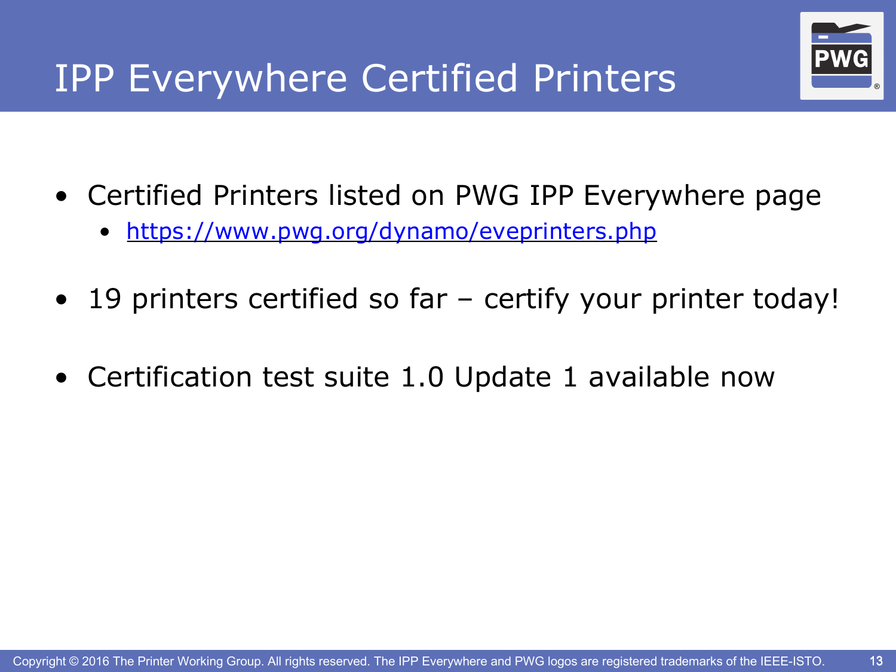# IPP Everywhere Certified Printers

- Certified Printers listed on PWG IPP Everywhere page
  - https://www.pwg.org/dynamo/eveprinters.php
- 19 printers certified so far – certify your printer today!
- Certification test suite 1.0 Update 1 available now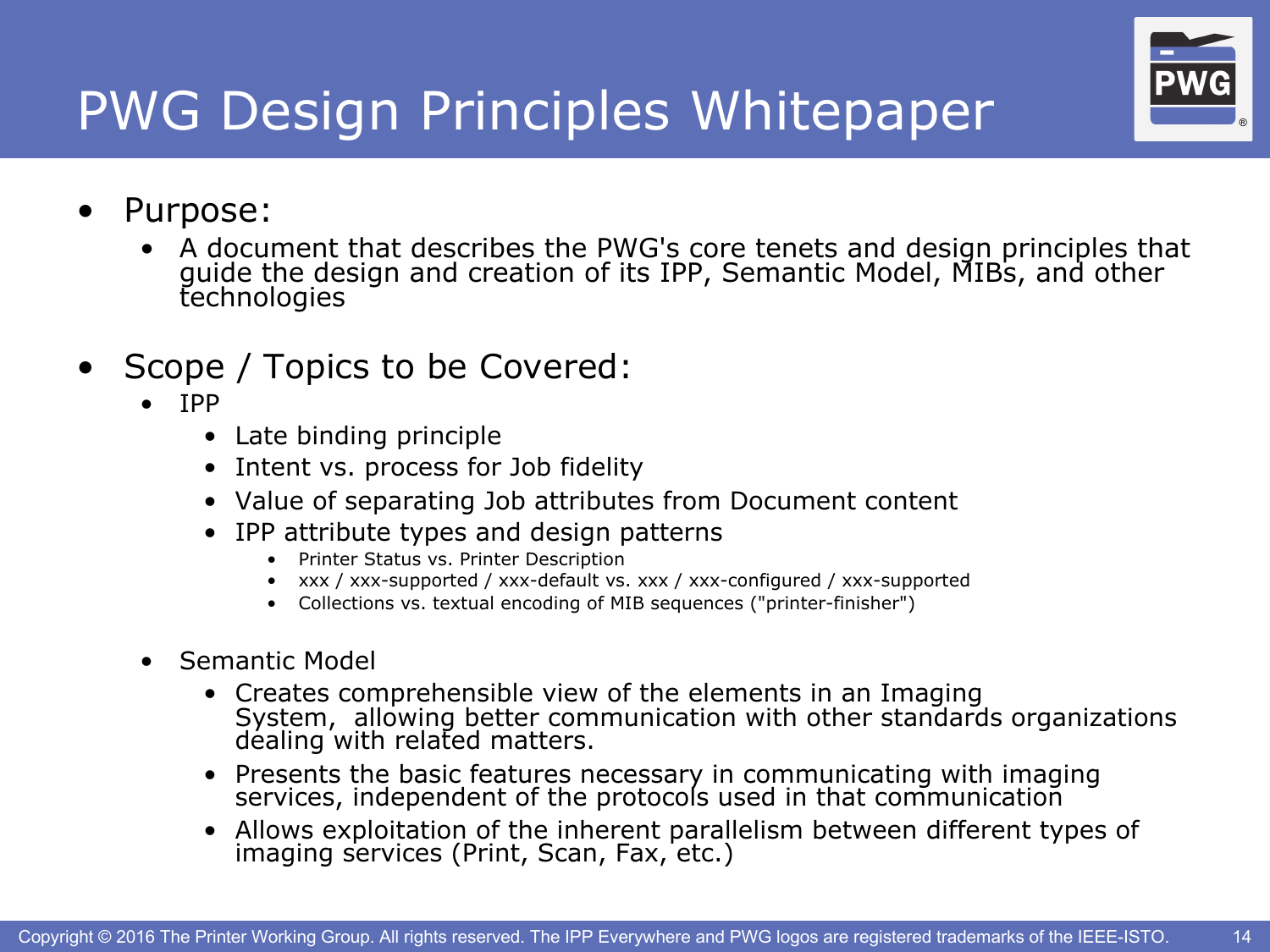# PWG Design Principles Whitepaper

- Purpose:
  - A document that describes the PWG's core tenets and design principles that guide the design and creation of its IPP, Semantic Model, MIBs, and other technologies

- Scope / Topics to be Covered:
  - IPP
    - Late binding principle
    - Intent vs. process for Job fidelity
    - Value of separating Job attributes from Document content
    - IPP attribute types and design patterns
      - Printer Status vs. Printer Description
      - xxx / xxx-supported / xxx-default vs. xxx / xxx-configured / xxx-supported
      - Collections vs. textual encoding of MIB sequences ("printer-finisher")
  - Semantic Model
    - Creates comprehensible view of the elements in an Imaging System, allowing better communication with other standards organizations dealing with related matters.
    - Presents the basic features necessary in communicating with imaging services, independent of the protocols used in that communication
    - Allows exploitation of the inherent parallelism between different types of imaging services (Print, Scan, Fax, etc.)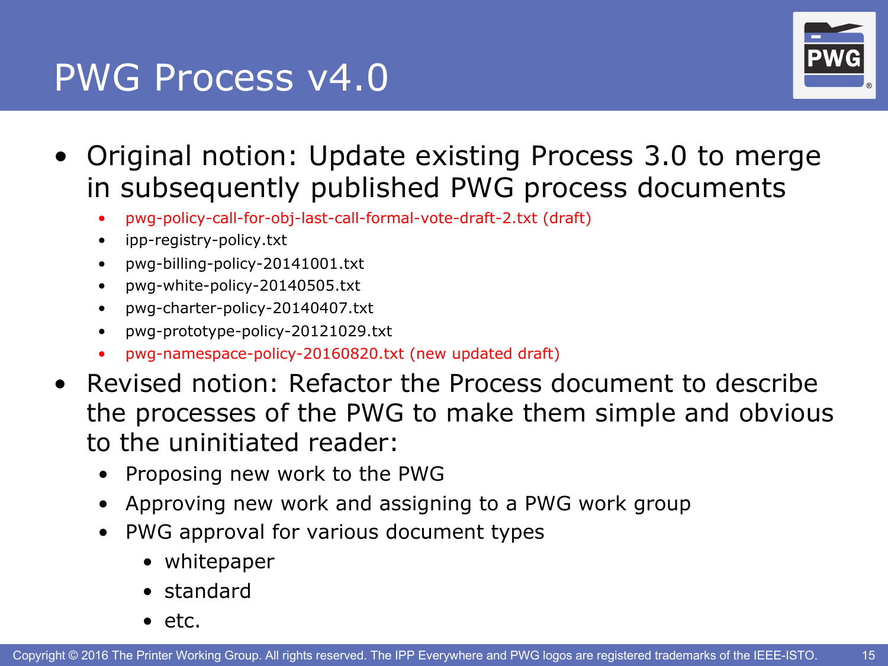# PWG Process v4.0

- Original notion: Update existing Process 3.0 to merge in subsequently published PWG process documents
  - pwg-policy-call-for-obj-last-call-formal-vote-draft-2.txt (draft)
  - ipp-registry-policy.txt
  - pwg-billing-policy-20141001.txt
  - pwg-white-policy-20140505.txt
  - pwg-charter-policy-20140407.txt
  - pwg-prototype-policy-20121029.txt
  - pwg-namespace-policy-20160820.txt (new updated draft)
- Revised notion: Refactor the Process document to describe the processes of the PWG to make them simple and obvious to the uninitiated reader:
  - Proposing new work to the PWG
  - Approving new work and assigning to a PWG work group
  - PWG approval for various document types
    - whitepaper
    - standard
    - etc.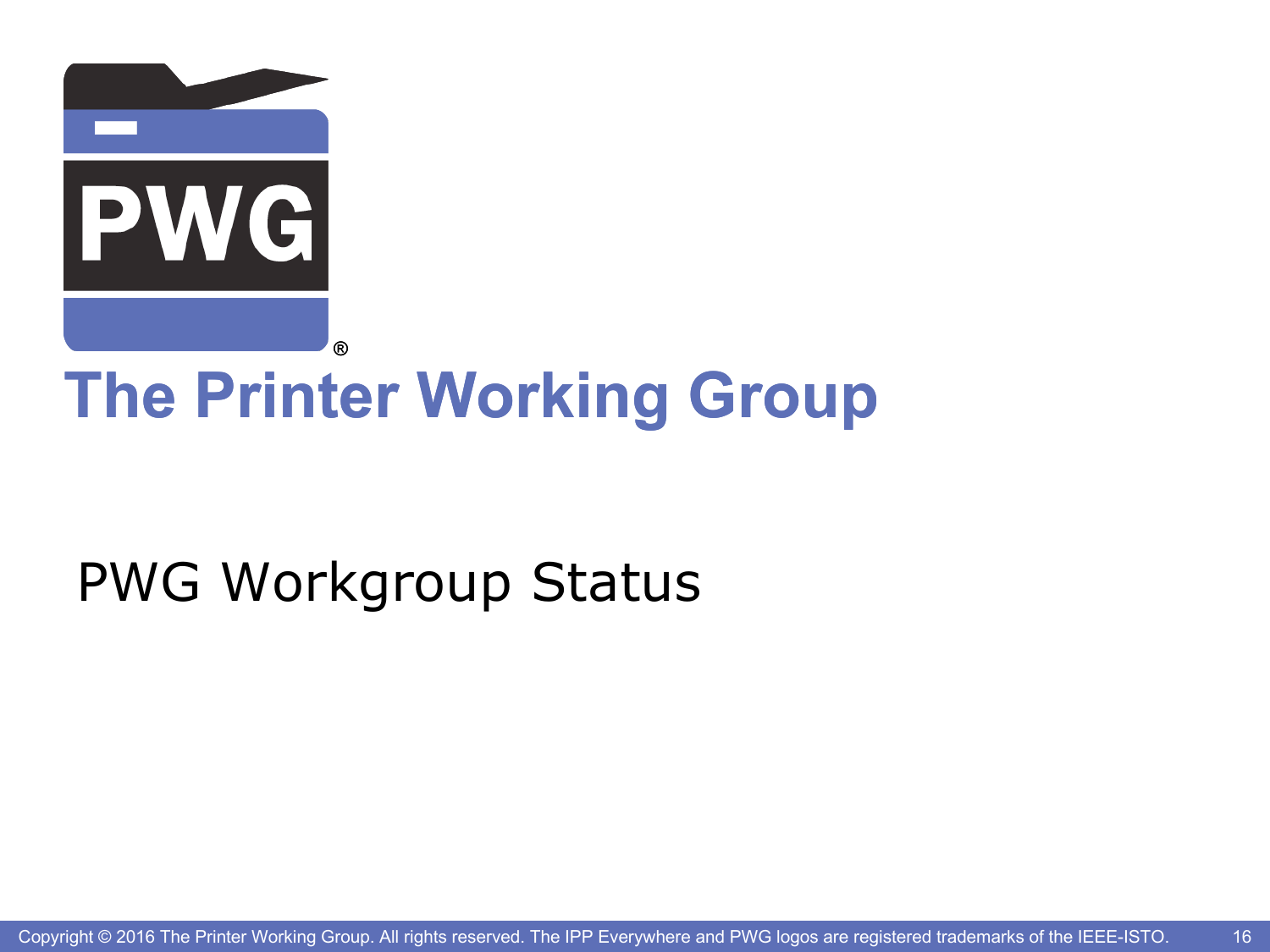# The Printer Working Group

## PWG Workgroup Status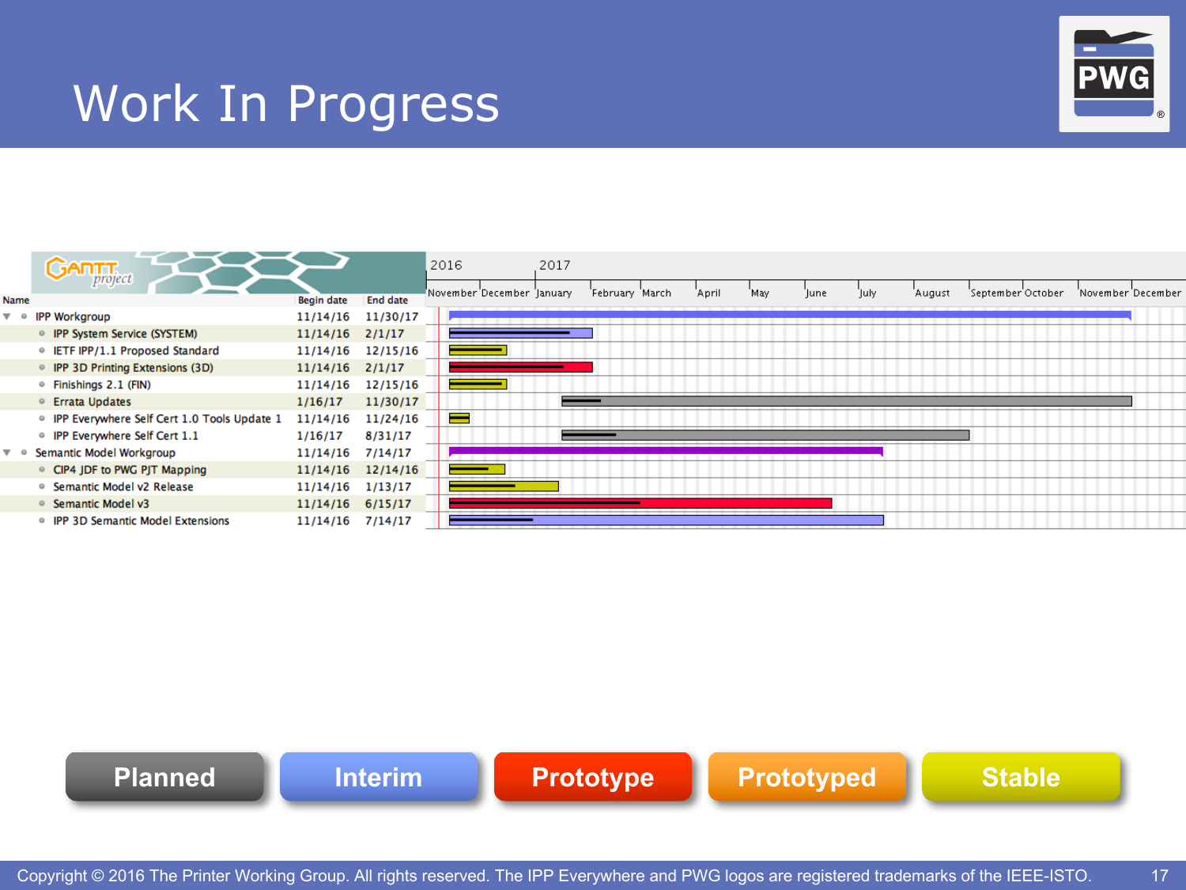# Work In Progress

| Name | Begin date | End date |
|---|---|---|
| IPP Workgroup | 11/14/16 | 11/30/17 |
| IPP System Service (SYSTEM) | 11/14/16 | 2/1/17 |
| IETF IPP/1.1 Proposed Standard | 11/14/16 | 12/15/16 |
| IPP 3D Printing Extensions (3D) | 11/14/16 | 2/1/17 |
| Finishings 2.1 (FIN) | 11/14/16 | 12/15/16 |
| Errata Updates | 1/16/17 | 11/30/17 |
| IPP Everywhere Self Cert 1.0 Tools Update 1 | 11/14/16 | 11/24/16 |
| IPP Everywhere Self Cert 1.1 | 1/16/17 | 8/31/17 |
| Semantic Model Workgroup | 11/14/16 | 7/14/17 |
| CIP4 JDF to PWG PJT Mapping | 11/14/16 | 12/14/16 |
| Semantic Model v2 Release | 11/14/16 | 1/13/17 |
| Semantic Model v3 | 11/14/16 | 6/15/17 |
| IPP 3D Semantic Model Extensions | 11/14/16 | 7/14/17 |

Planned | Interim | Prototype | Prototyped | Stable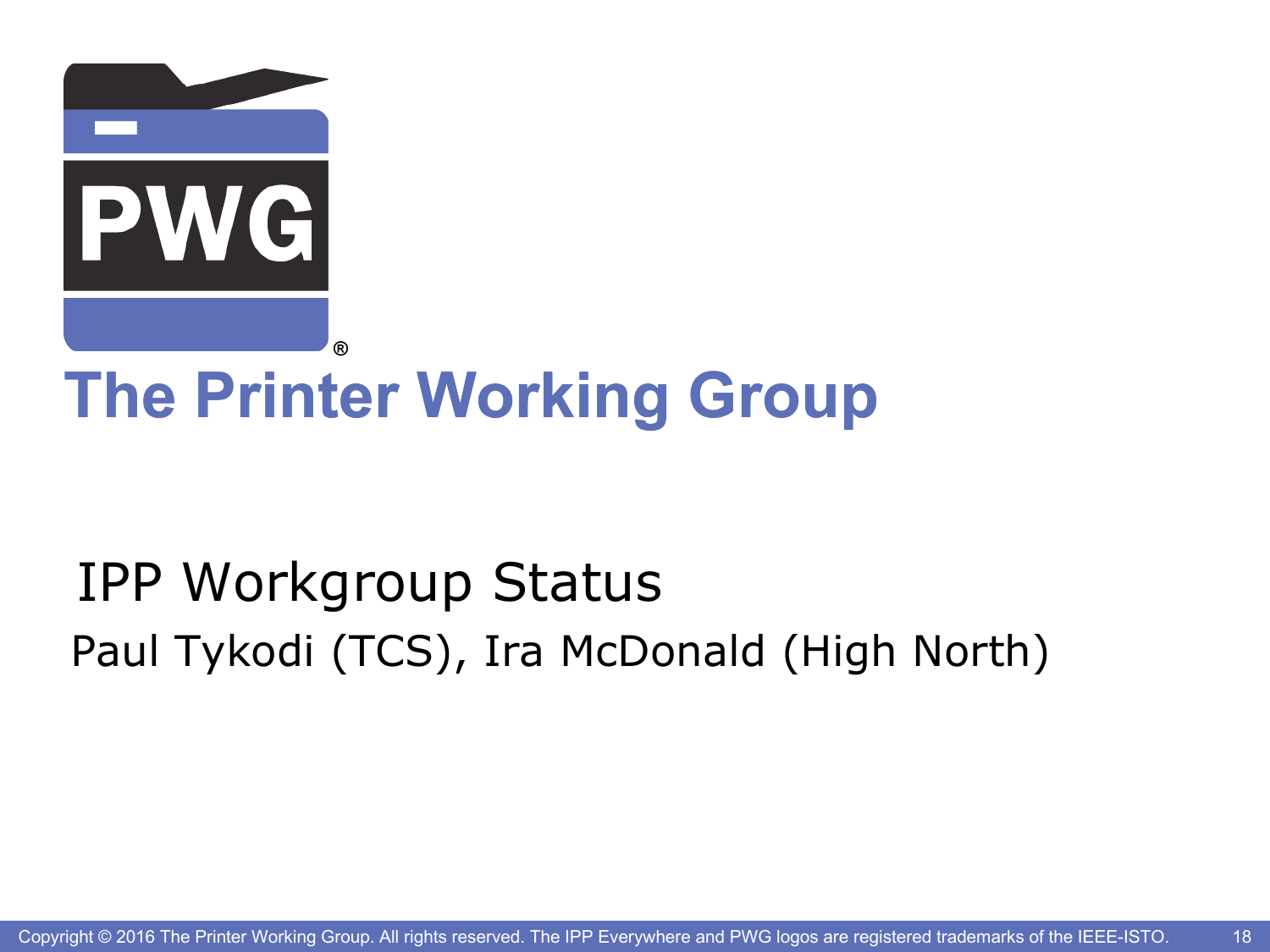# The Printer Working Group

## IPP Workgroup Status

Paul Tykodi (TCS), Ira McDonald (High North)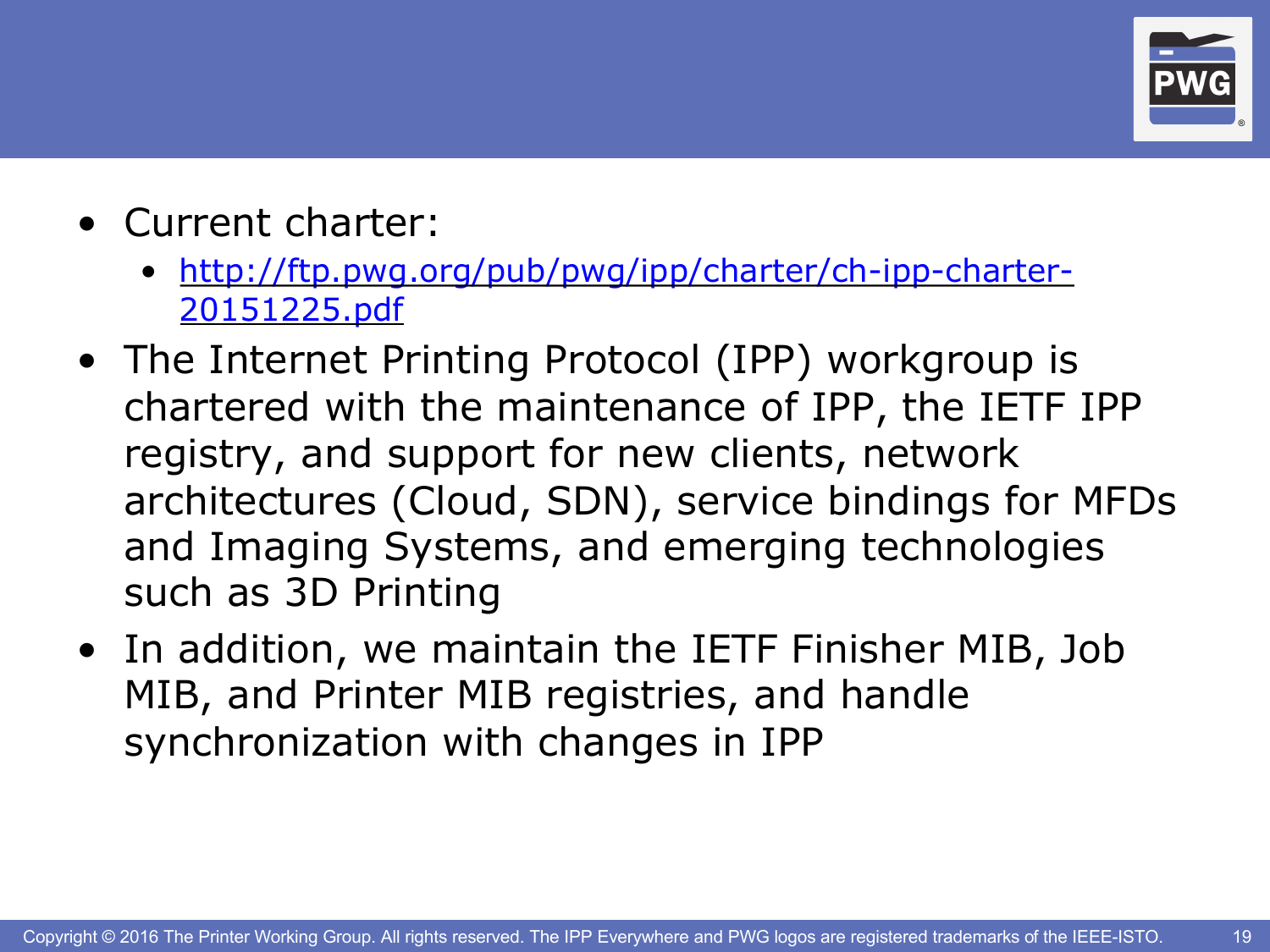- Current charter:
  - [http://ftp.pwg.org/pub/pwg/ipp/charter/ch-ipp-charter-20151225.pdf](http://ftp.pwg.org/pub/pwg/ipp/charter/ch-ipp-charter-20151225.pdf)
- The Internet Printing Protocol (IPP) workgroup is chartered with the maintenance of IPP, the IETF IPP registry, and support for new clients, network architectures (Cloud, SDN), service bindings for MFDs and Imaging Systems, and emerging technologies such as 3D Printing
- In addition, we maintain the IETF Finisher MIB, Job MIB, and Printer MIB registries, and handle synchronization with changes in IPP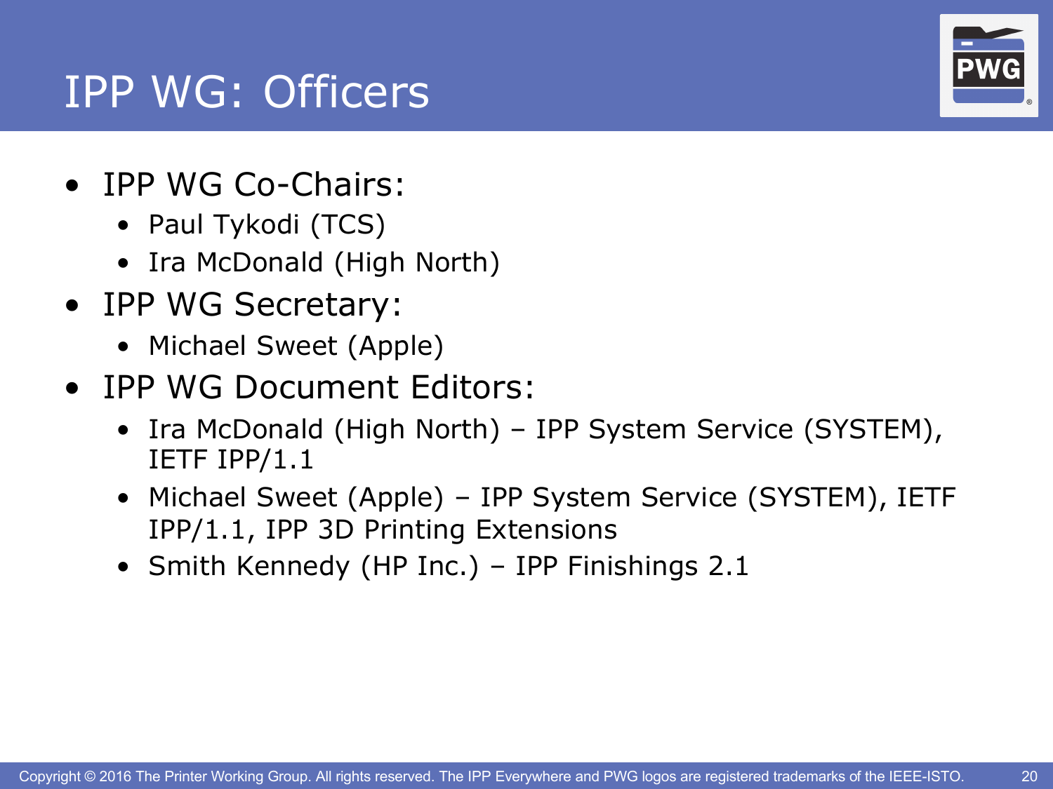# IPP WG: Officers

- IPP WG Co-Chairs:
  - Paul Tykodi (TCS)
  - Ira McDonald (High North)
- IPP WG Secretary:
  - Michael Sweet (Apple)
- IPP WG Document Editors:
  - Ira McDonald (High North) – IPP System Service (SYSTEM), IETF IPP/1.1
  - Michael Sweet (Apple) – IPP System Service (SYSTEM), IETF IPP/1.1, IPP 3D Printing Extensions
  - Smith Kennedy (HP Inc.) – IPP Finishings 2.1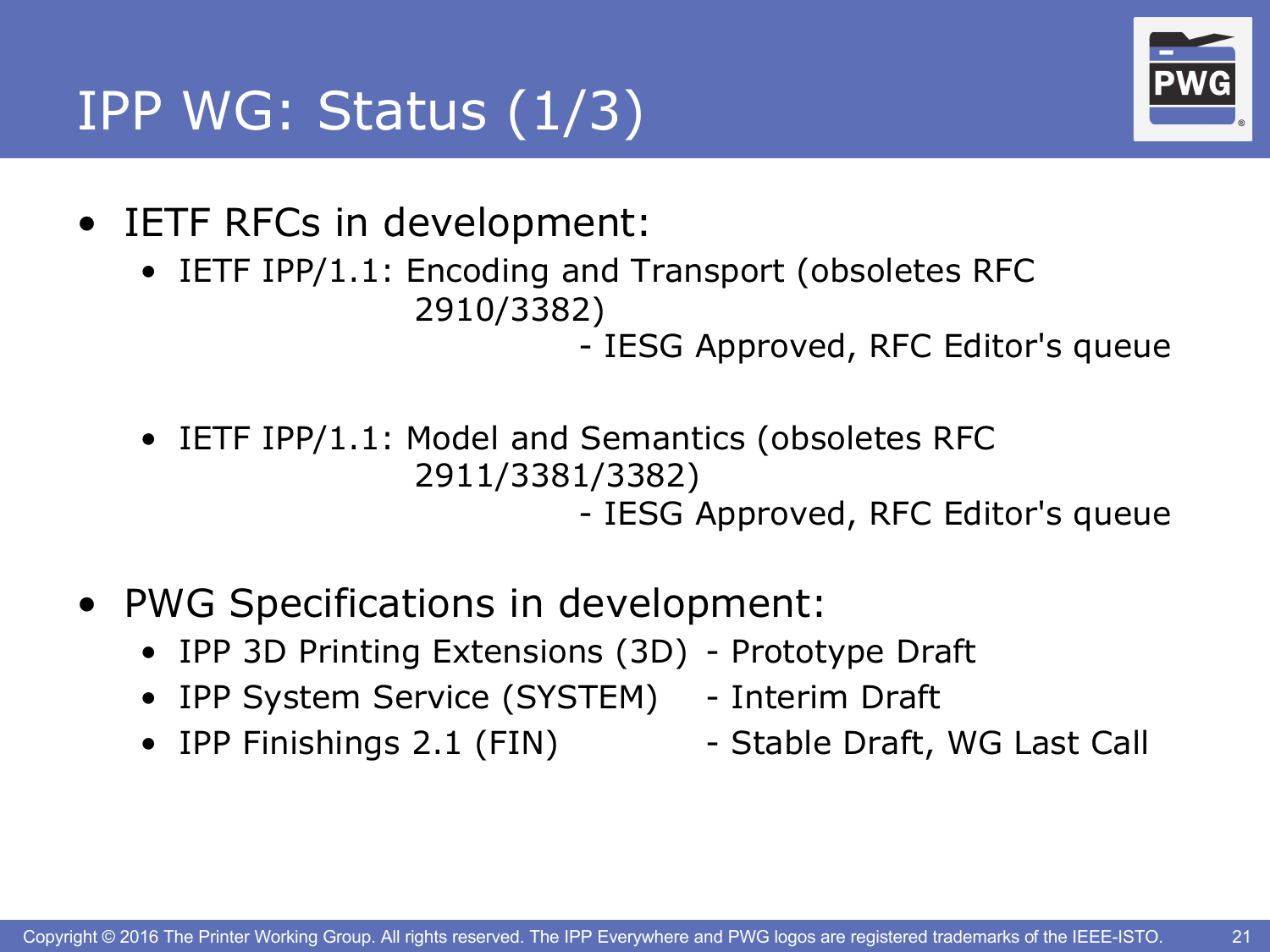# IPP WG: Status (1/3)

- IETF RFCs in development:
  - IETF IPP/1.1: Encoding and Transport (obsoletes RFC 2910/3382)
    - IESG Approved, RFC Editor's queue
  - IETF IPP/1.1: Model and Semantics (obsoletes RFC 2911/3381/3382)
    - IESG Approved, RFC Editor's queue
- PWG Specifications in development:
  - IPP 3D Printing Extensions (3D) - Prototype Draft
  - IPP System Service (SYSTEM) - Interim Draft
  - IPP Finishings 2.1 (FIN) - Stable Draft, WG Last Call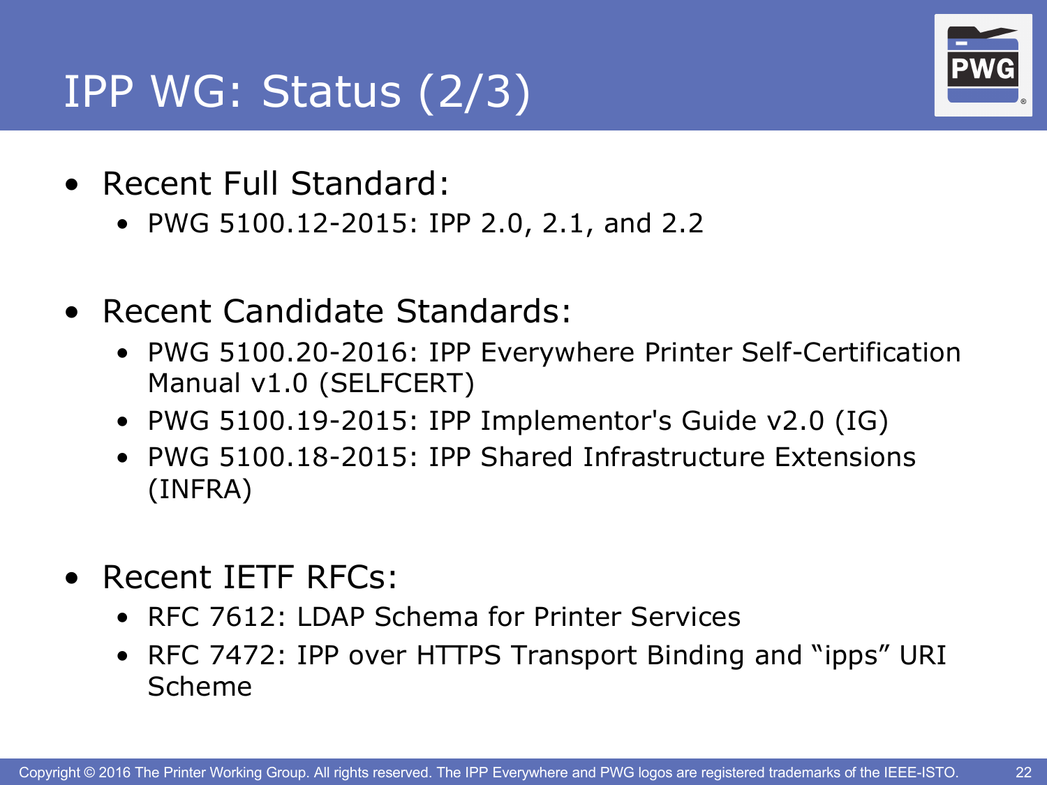# IPP WG: Status (2/3)

- Recent Full Standard:
  - PWG 5100.12-2015: IPP 2.0, 2.1, and 2.2

- Recent Candidate Standards:
  - PWG 5100.20-2016: IPP Everywhere Printer Self-Certification Manual v1.0 (SELFCERT)
  - PWG 5100.19-2015: IPP Implementor's Guide v2.0 (IG)
  - PWG 5100.18-2015: IPP Shared Infrastructure Extensions (INFRA)

- Recent IETF RFCs:
  - RFC 7612: LDAP Schema for Printer Services
  - RFC 7472: IPP over HTTPS Transport Binding and "ipps" URI Scheme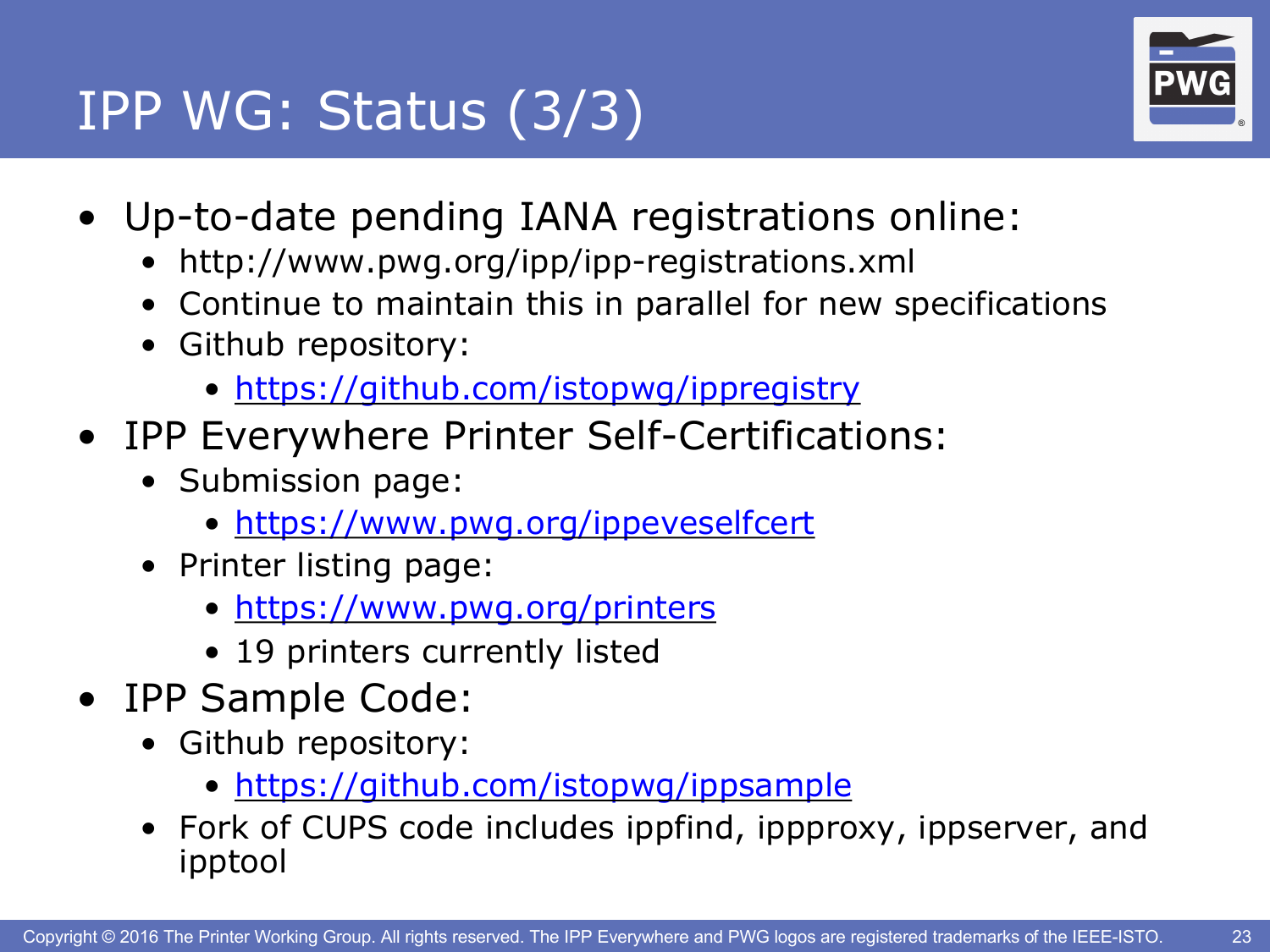# IPP WG: Status (3/3)

- Up-to-date pending IANA registrations online:
  - http://www.pwg.org/ipp/ipp-registrations.xml
  - Continue to maintain this in parallel for new specifications
  - Github repository:
    - https://github.com/istopwg/ippregistry
- IPP Everywhere Printer Self-Certifications:
  - Submission page:
    - https://www.pwg.org/ippeveselfcert
  - Printer listing page:
    - https://www.pwg.org/printers
    - 19 printers currently listed
- IPP Sample Code:
  - Github repository:
    - https://github.com/istopwg/ippsample
  - Fork of CUPS code includes ippfind, ippproxy, ippserver, and ipptool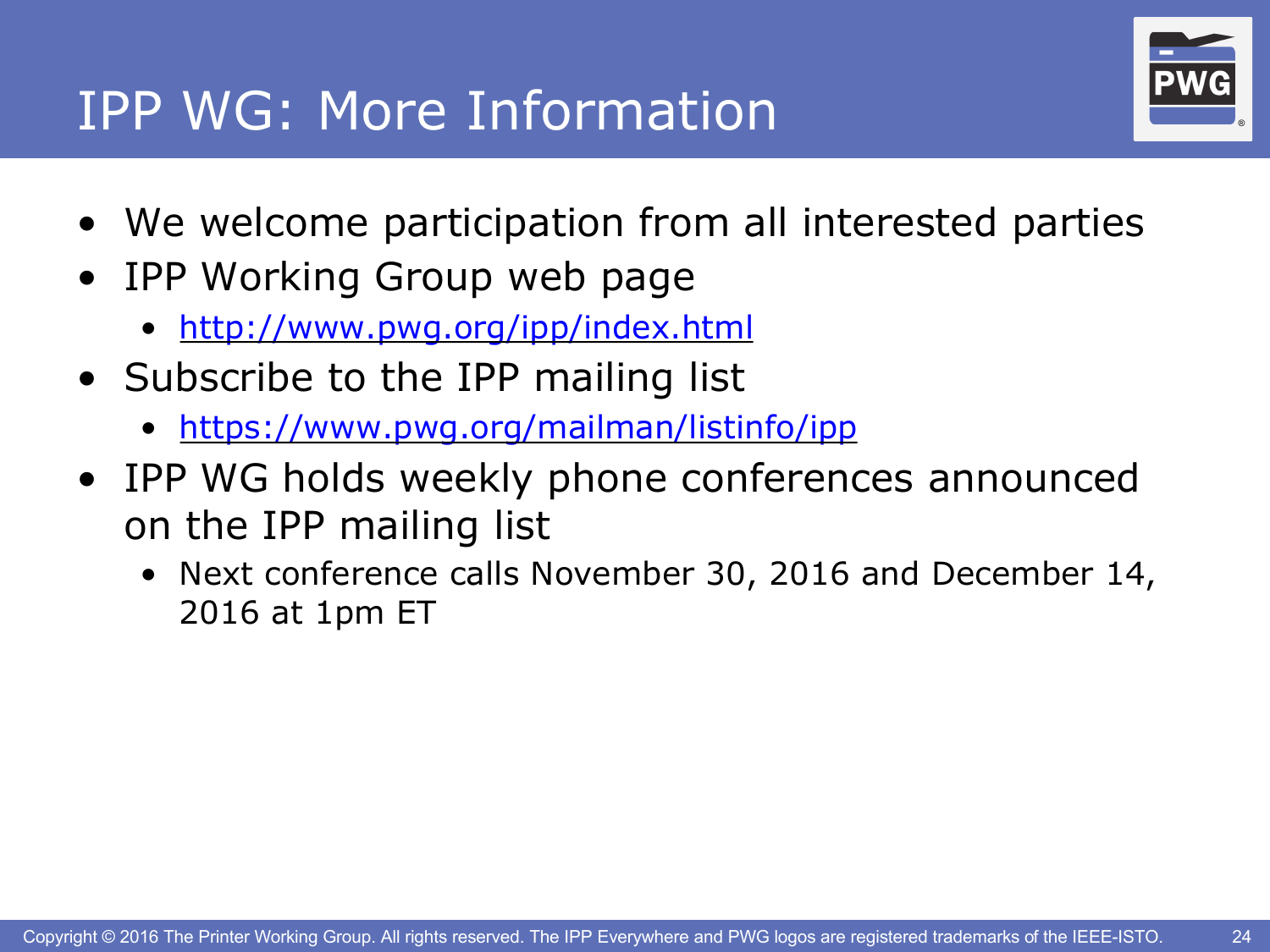# IPP WG: More Information

- We welcome participation from all interested parties
- IPP Working Group web page
  - http://www.pwg.org/ipp/index.html
- Subscribe to the IPP mailing list
  - https://www.pwg.org/mailman/listinfo/ipp
- IPP WG holds weekly phone conferences announced on the IPP mailing list
  - Next conference calls November 30, 2016 and December 14, 2016 at 1pm ET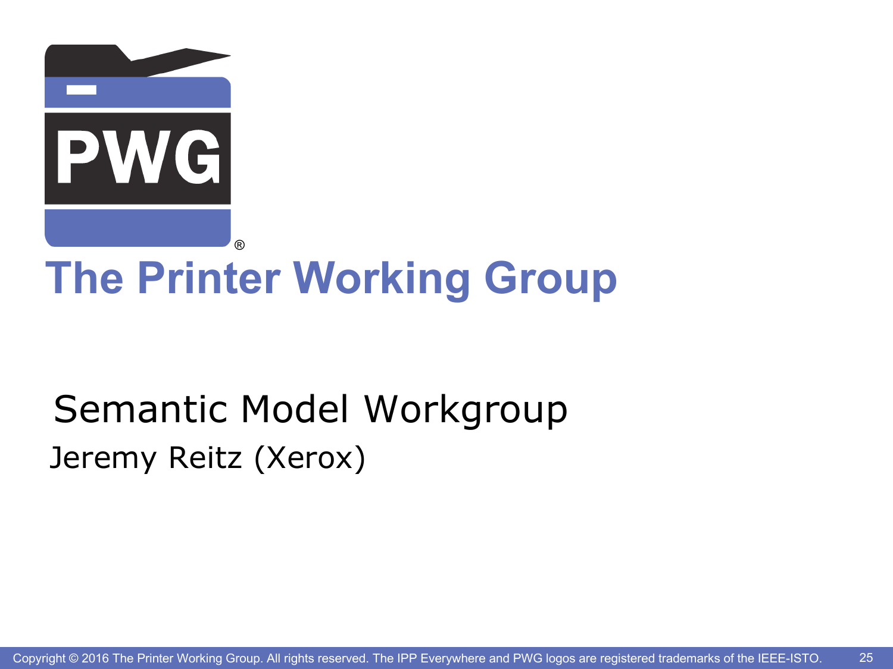# The Printer Working Group

## Semantic Model Workgroup

Jeremy Reitz (Xerox)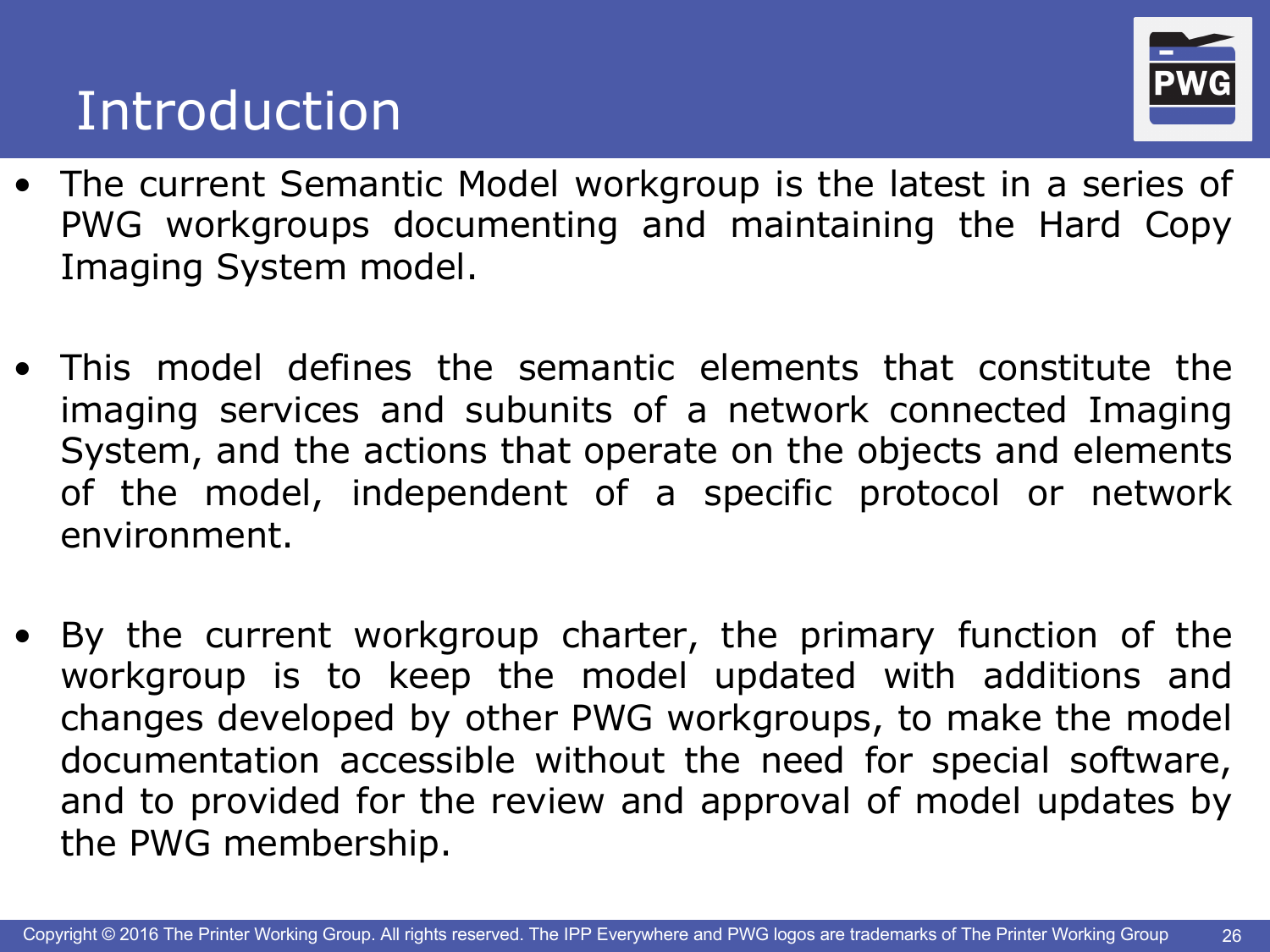# Introduction

- The current Semantic Model workgroup is the latest in a series of PWG workgroups documenting and maintaining the Hard Copy Imaging System model.
- This model defines the semantic elements that constitute the imaging services and subunits of a network connected Imaging System, and the actions that operate on the objects and elements of the model, independent of a specific protocol or network environment.
- By the current workgroup charter, the primary function of the workgroup is to keep the model updated with additions and changes developed by other PWG workgroups, to make the model documentation accessible without the need for special software, and to provided for the review and approval of model updates by the PWG membership.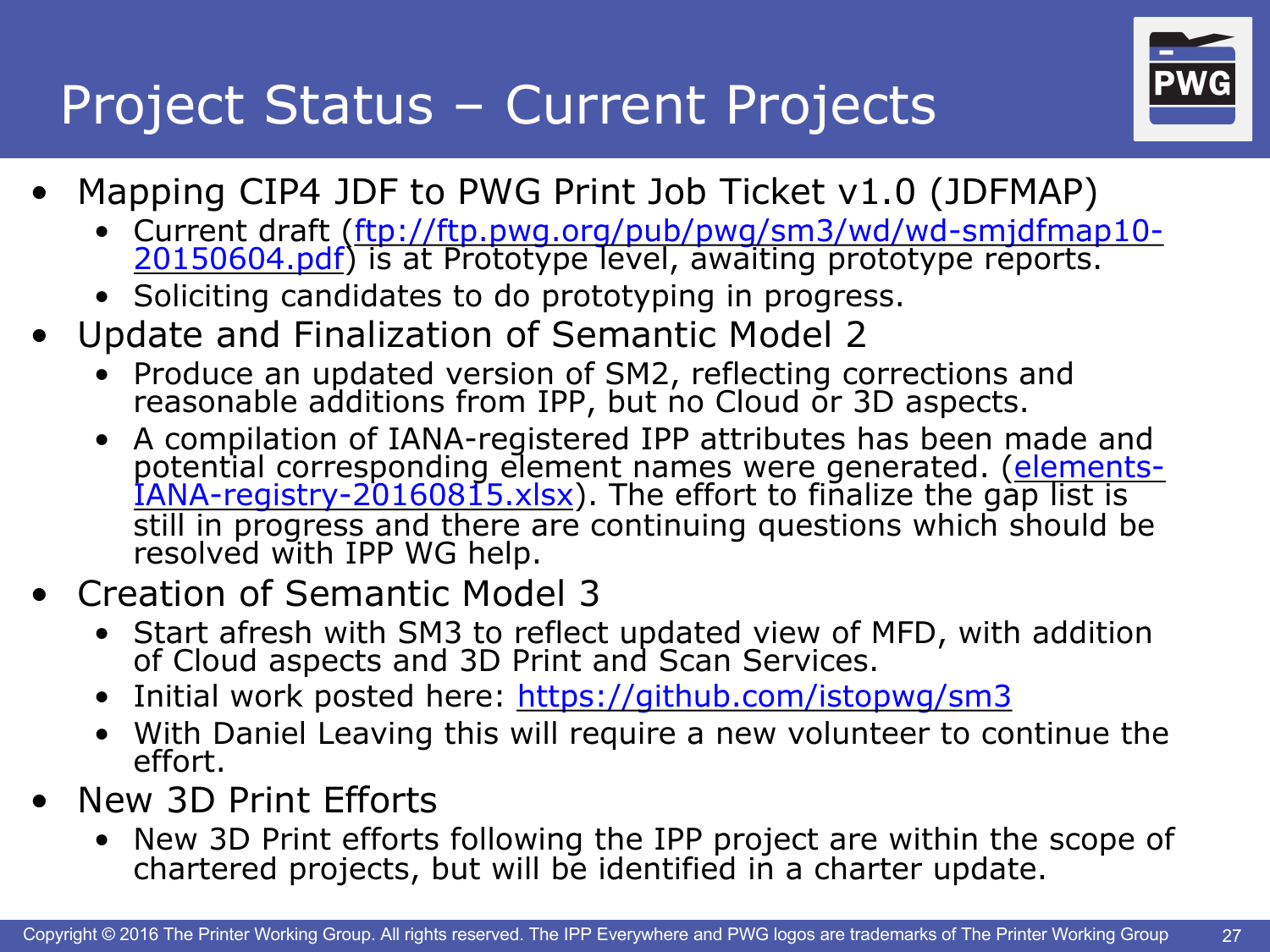# Project Status – Current Projects

- Mapping CIP4 JDF to PWG Print Job Ticket v1.0 (JDFMAP)
  - Current draft (ftp://ftp.pwg.org/pub/pwg/sm3/wd/wd-smjdfmap10-20150604.pdf) is at Prototype level, awaiting prototype reports.
  - Soliciting candidates to do prototyping in progress.
- Update and Finalization of Semantic Model 2
  - Produce an updated version of SM2, reflecting corrections and reasonable additions from IPP, but no Cloud or 3D aspects.
  - A compilation of IANA-registered IPP attributes has been made and potential corresponding element names were generated. (elements-IANA-registry-20160815.xlsx). The effort to finalize the gap list is still in progress and there are continuing questions which should be resolved with IPP WG help.
- Creation of Semantic Model 3
  - Start afresh with SM3 to reflect updated view of MFD, with addition of Cloud aspects and 3D Print and Scan Services.
  - Initial work posted here: https://github.com/istopwg/sm3
  - With Daniel Leaving this will require a new volunteer to continue the effort.
- New 3D Print Efforts
  - New 3D Print efforts following the IPP project are within the scope of chartered projects, but will be identified in a charter update.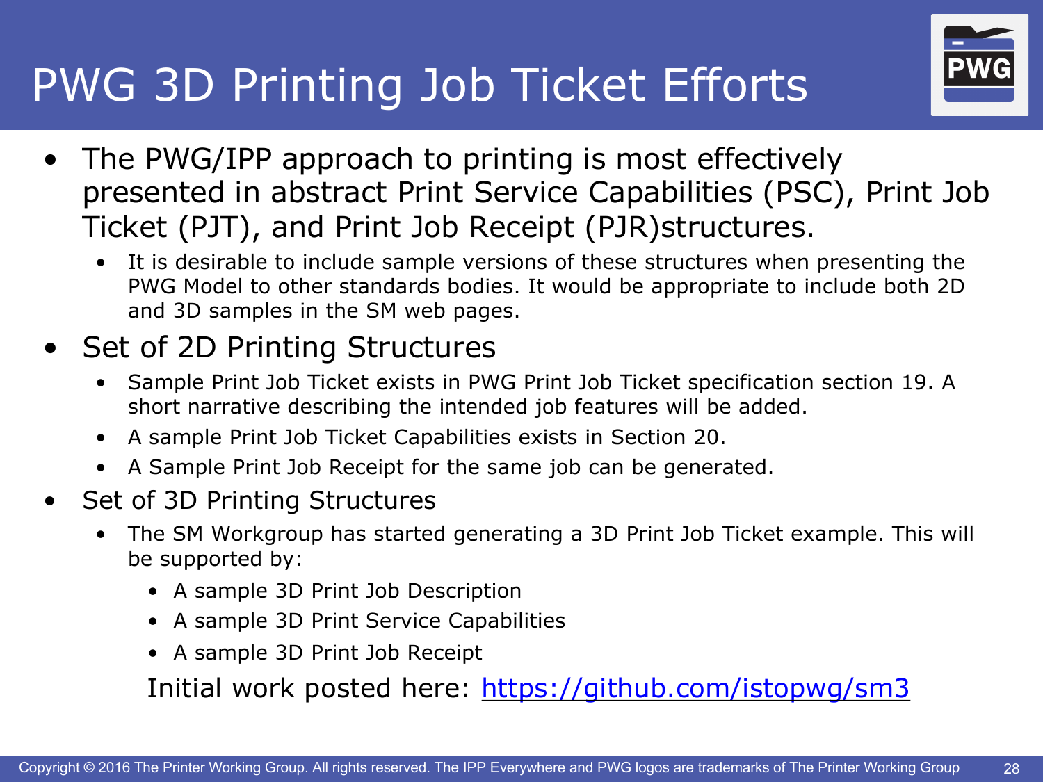# PWG 3D Printing Job Ticket Efforts

- The PWG/IPP approach to printing is most effectively presented in abstract Print Service Capabilities (PSC), Print Job Ticket (PJT), and Print Job Receipt (PJR)structures.
  - It is desirable to include sample versions of these structures when presenting the PWG Model to other standards bodies. It would be appropriate to include both 2D and 3D samples in the SM web pages.
- Set of 2D Printing Structures
  - Sample Print Job Ticket exists in PWG Print Job Ticket specification section 19. A short narrative describing the intended job features will be added.
  - A sample Print Job Ticket Capabilities exists in Section 20.
  - A Sample Print Job Receipt for the same job can be generated.
- Set of 3D Printing Structures
  - The SM Workgroup has started generating a 3D Print Job Ticket example. This will be supported by:
    - A sample 3D Print Job Description
    - A sample 3D Print Service Capabilities
    - A sample 3D Print Job Receipt

    Initial work posted here: [https://github.com/istopwg/sm3](https://github.com/istopwg/sm3)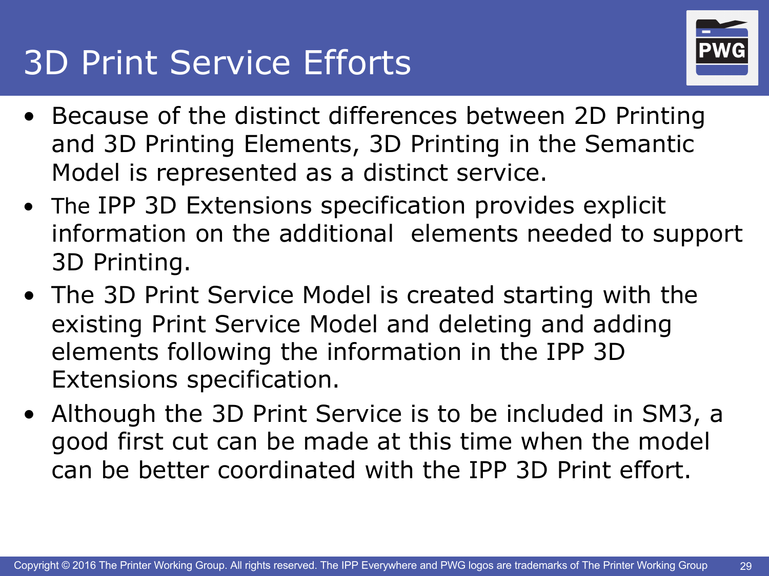# 3D Print Service Efforts

- Because of the distinct differences between 2D Printing and 3D Printing Elements, 3D Printing in the Semantic Model is represented as a distinct service.
- The IPP 3D Extensions specification provides explicit information on the additional elements needed to support 3D Printing.
- The 3D Print Service Model is created starting with the existing Print Service Model and deleting and adding elements following the information in the IPP 3D Extensions specification.
- Although the 3D Print Service is to be included in SM3, a good first cut can be made at this time when the model can be better coordinated with the IPP 3D Print effort.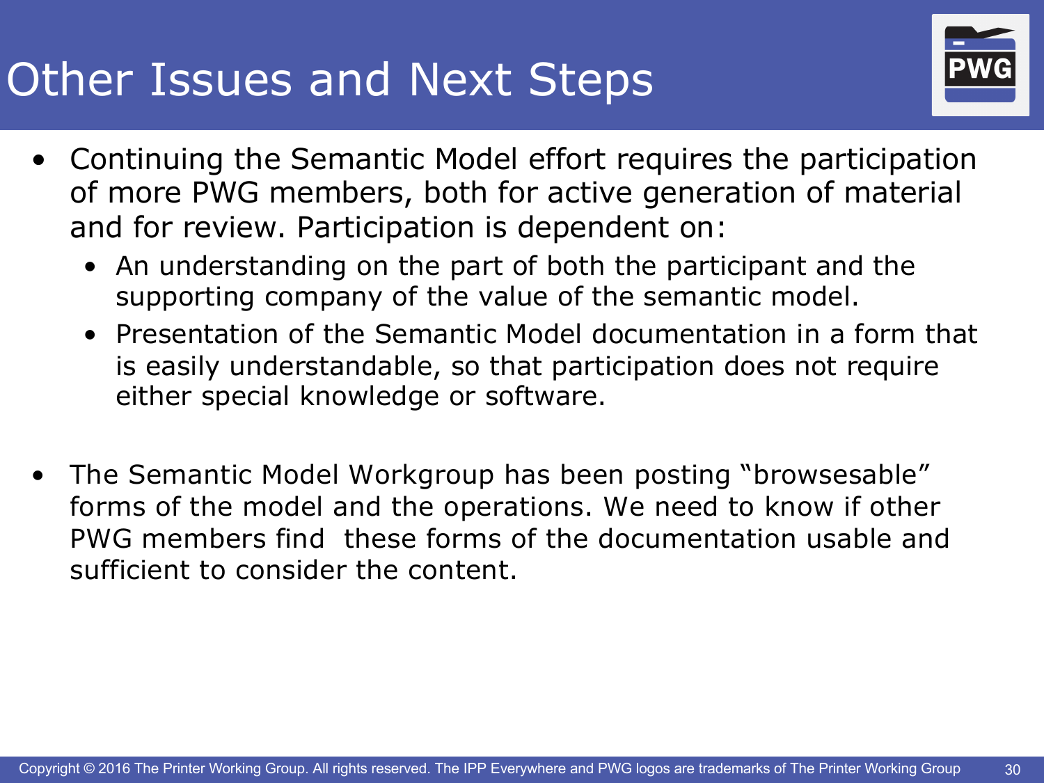# Other Issues and Next Steps

- Continuing the Semantic Model effort requires the participation of more PWG members, both for active generation of material and for review. Participation is dependent on:
  - An understanding on the part of both the participant and the supporting company of the value of the semantic model.
  - Presentation of the Semantic Model documentation in a form that is easily understandable, so that participation does not require either special knowledge or software.

- The Semantic Model Workgroup has been posting "browsesable" forms of the model and the operations. We need to know if other PWG members find these forms of the documentation usable and sufficient to consider the content.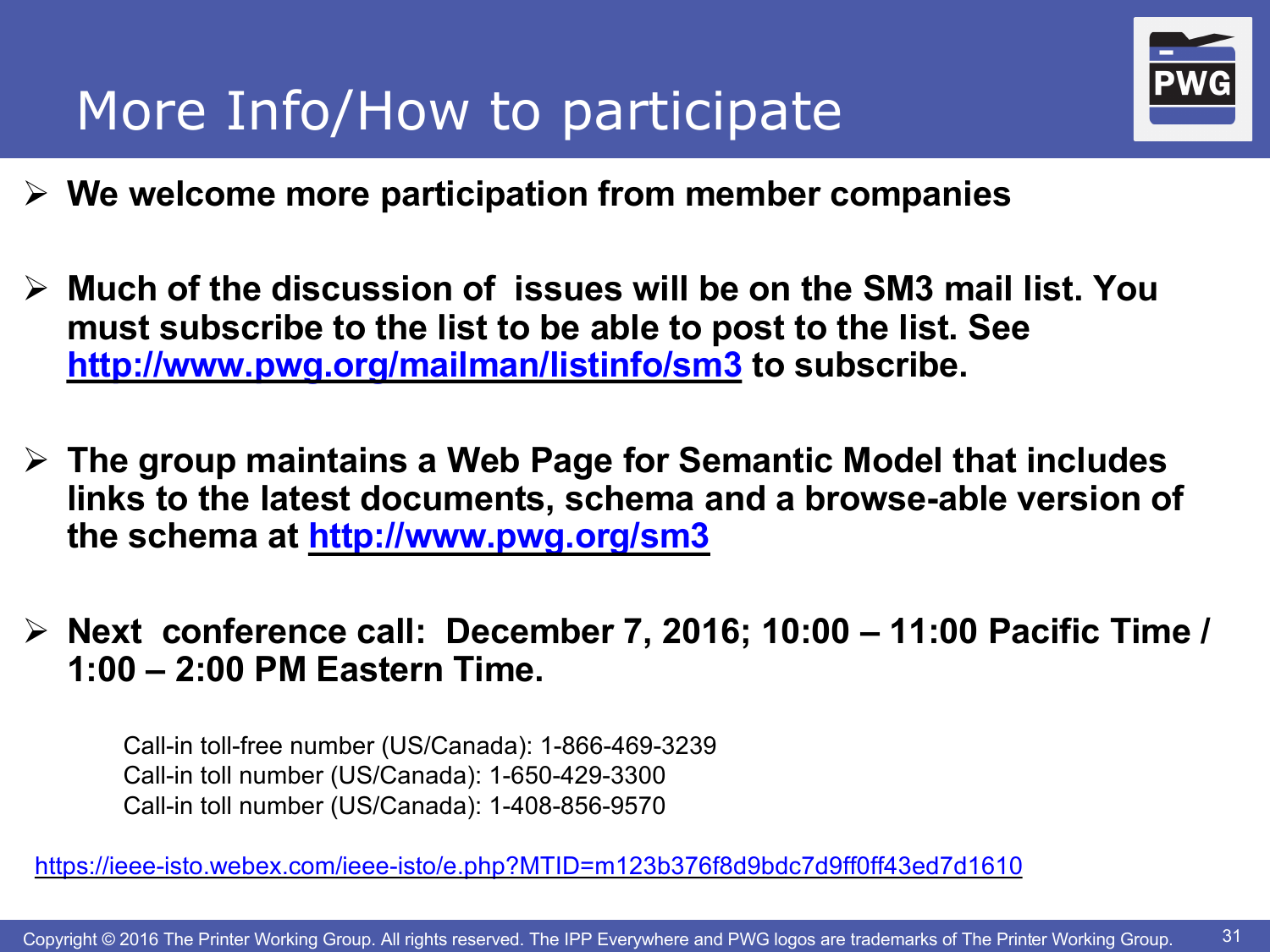# More Info/How to participate

- **We welcome more participation from member companies**
- **Much of the discussion of issues will be on the SM3 mail list. You must subscribe to the list to be able to post to the list. See [http://www.pwg.org/mailman/listinfo/sm3](http://www.pwg.org/mailman/listinfo/sm3) to subscribe.**
- **The group maintains a Web Page for Semantic Model that includes links to the latest documents, schema and a browse-able version of the schema at [http://www.pwg.org/sm3](http://www.pwg.org/sm3)**
- **Next conference call: December 7, 2016; 10:00 – 11:00 Pacific Time / 1:00 – 2:00 PM Eastern Time.**

  Call-in toll-free number (US/Canada): 1-866-469-3239
  Call-in toll number (US/Canada): 1-650-429-3300
  Call-in toll number (US/Canada): 1-408-856-9570

[https://ieee-isto.webex.com/ieee-isto/e.php?MTID=m123b376f8d9bdc7d9ff0ff43ed7d1610](https://ieee-isto.webex.com/ieee-isto/e.php?MTID=m123b376f8d9bdc7d9ff0ff43ed7d1610)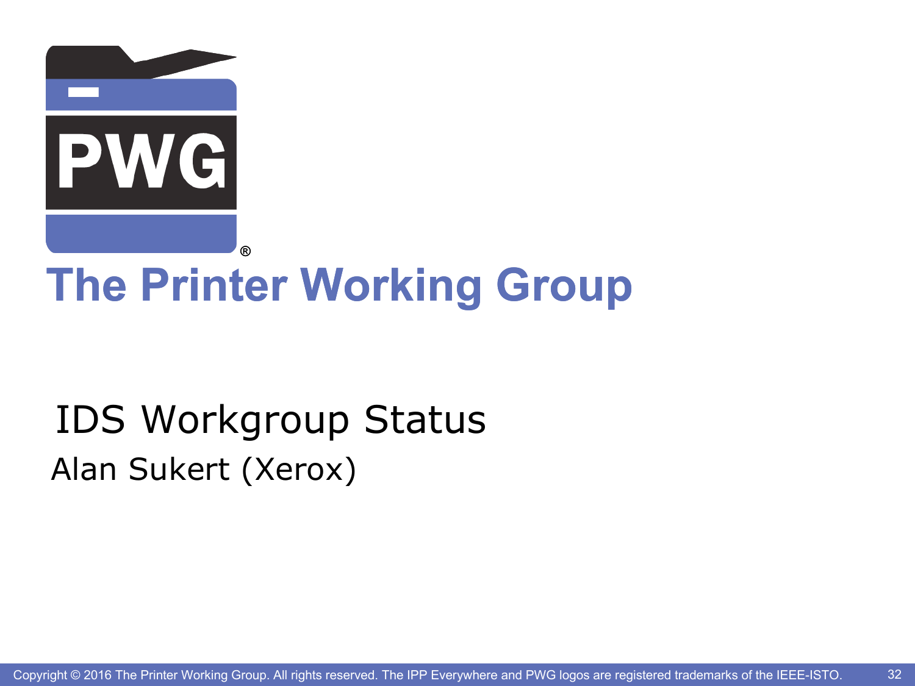# The Printer Working Group

## IDS Workgroup Status

Alan Sukert (Xerox)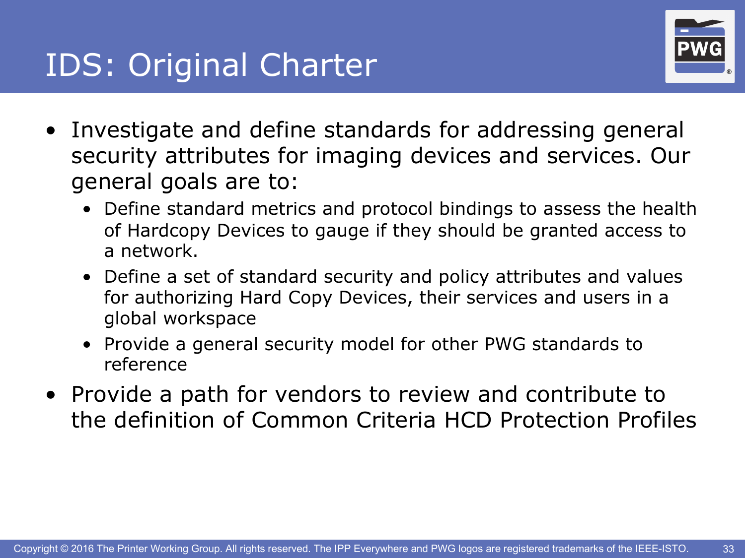# IDS: Original Charter

- Investigate and define standards for addressing general security attributes for imaging devices and services. Our general goals are to:
  - Define standard metrics and protocol bindings to assess the health of Hardcopy Devices to gauge if they should be granted access to a network.
  - Define a set of standard security and policy attributes and values for authorizing Hard Copy Devices, their services and users in a global workspace
  - Provide a general security model for other PWG standards to reference
- Provide a path for vendors to review and contribute to the definition of Common Criteria HCD Protection Profiles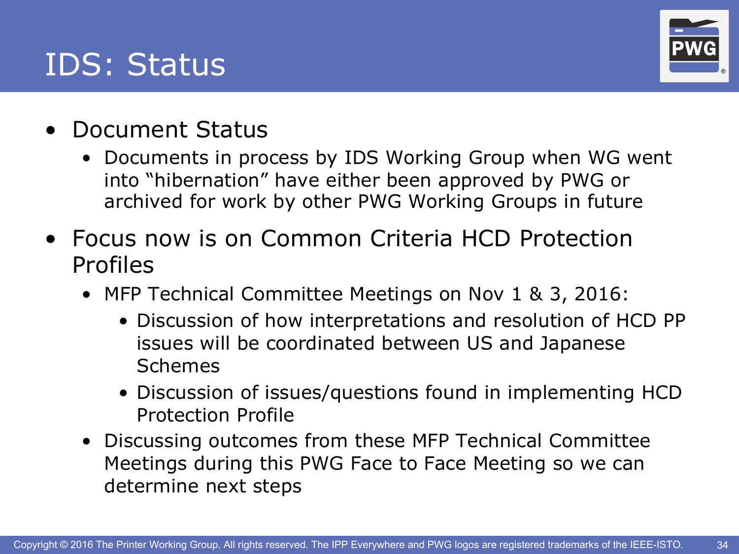# IDS: Status

- Document Status
  - Documents in process by IDS Working Group when WG went into "hibernation" have either been approved by PWG or archived for work by other PWG Working Groups in future
- Focus now is on Common Criteria HCD Protection Profiles
  - MFP Technical Committee Meetings on Nov 1 & 3, 2016:
    - Discussion of how interpretations and resolution of HCD PP issues will be coordinated between US and Japanese Schemes
    - Discussion of issues/questions found in implementing HCD Protection Profile
  - Discussing outcomes from these MFP Technical Committee Meetings during this PWG Face to Face Meeting so we can determine next steps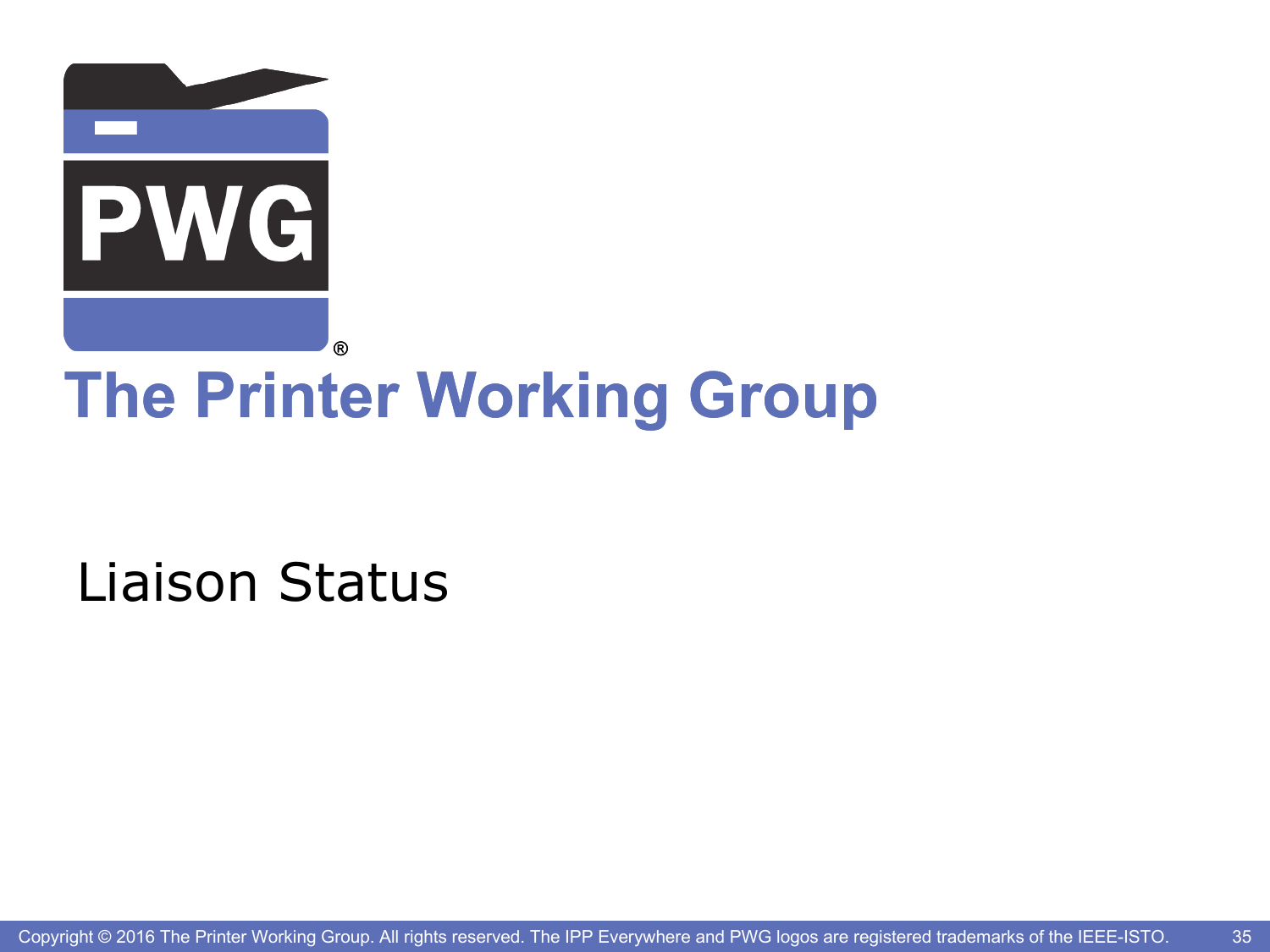# The Printer Working Group

## Liaison Status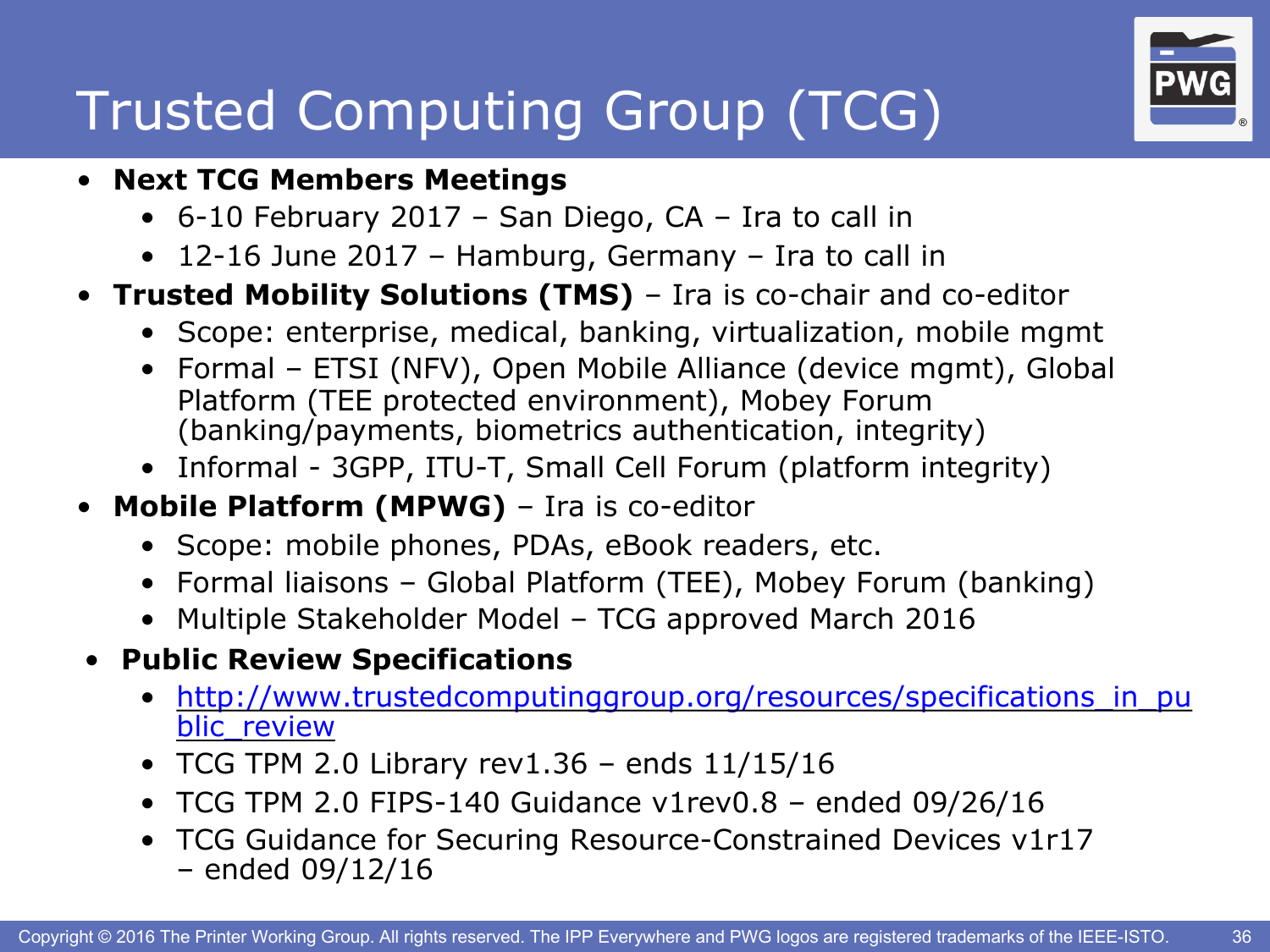# Trusted Computing Group (TCG)

- **Next TCG Members Meetings**
  - 6-10 February 2017 – San Diego, CA – Ira to call in
  - 12-16 June 2017 – Hamburg, Germany – Ira to call in
- **Trusted Mobility Solutions (TMS)** – Ira is co-chair and co-editor
  - Scope: enterprise, medical, banking, virtualization, mobile mgmt
  - Formal – ETSI (NFV), Open Mobile Alliance (device mgmt), Global Platform (TEE protected environment), Mobey Forum (banking/payments, biometrics authentication, integrity)
  - Informal - 3GPP, ITU-T, Small Cell Forum (platform integrity)
- **Mobile Platform (MPWG)** – Ira is co-editor
  - Scope: mobile phones, PDAs, eBook readers, etc.
  - Formal liaisons – Global Platform (TEE), Mobey Forum (banking)
  - Multiple Stakeholder Model – TCG approved March 2016
- **Public Review Specifications**
  - http://www.trustedcomputinggroup.org/resources/specifications_in_public_review
  - TCG TPM 2.0 Library rev1.36 – ends 11/15/16
  - TCG TPM 2.0 FIPS-140 Guidance v1rev0.8 – ended 09/26/16
  - TCG Guidance for Securing Resource-Constrained Devices v1r17 – ended 09/12/16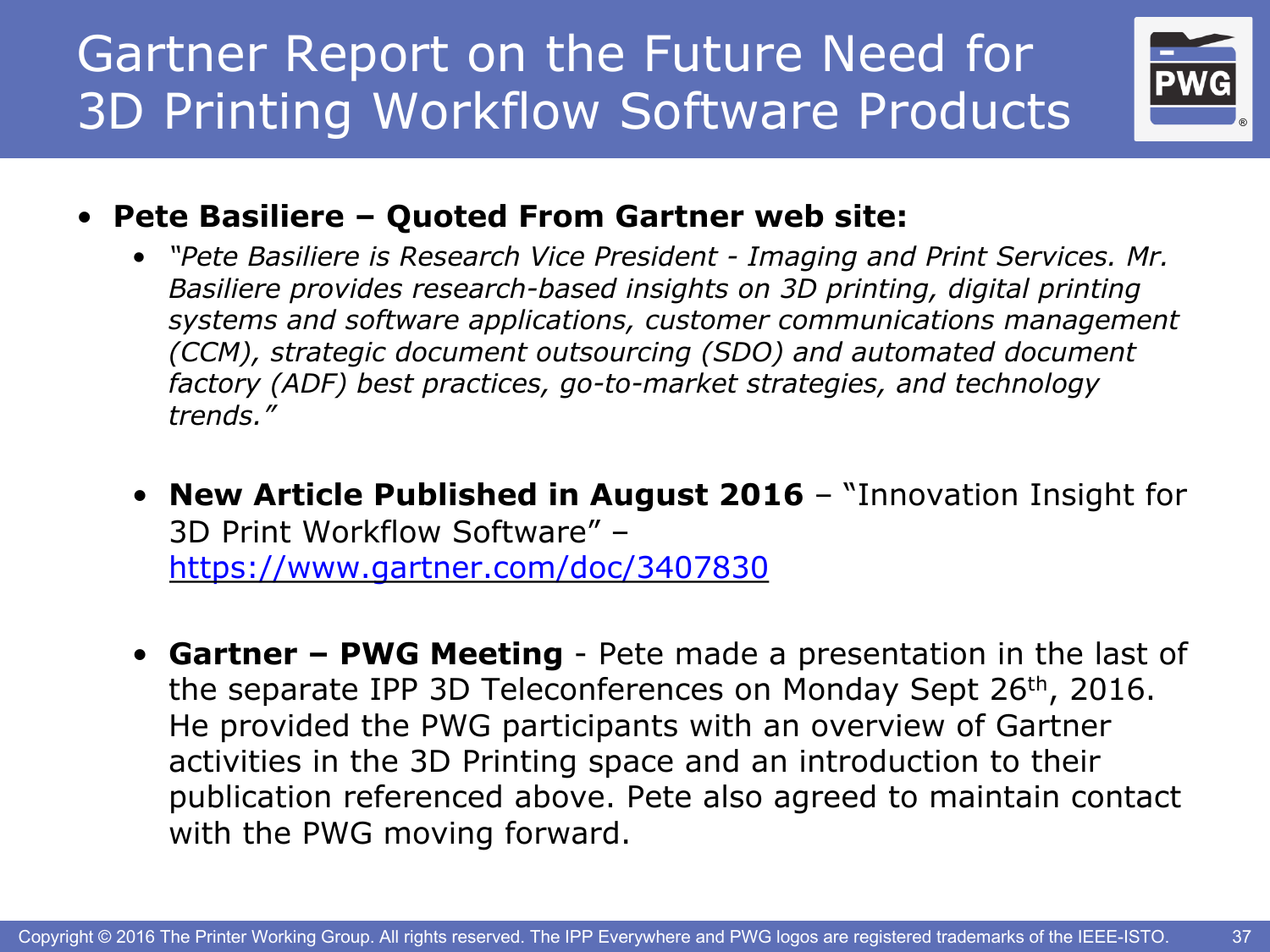# Gartner Report on the Future Need for 3D Printing Workflow Software Products

- **Pete Basiliere – Quoted From Gartner web site:**
  - *"Pete Basiliere is Research Vice President - Imaging and Print Services. Mr. Basiliere provides research-based insights on 3D printing, digital printing systems and software applications, customer communications management (CCM), strategic document outsourcing (SDO) and automated document factory (ADF) best practices, go-to-market strategies, and technology trends."*
  - **New Article Published in August 2016** – "Innovation Insight for 3D Print Workflow Software" – https://www.gartner.com/doc/3407830
  - **Gartner – PWG Meeting** - Pete made a presentation in the last of the separate IPP 3D Teleconferences on Monday Sept 26th, 2016. He provided the PWG participants with an overview of Gartner activities in the 3D Printing space and an introduction to their publication referenced above. Pete also agreed to maintain contact with the PWG moving forward.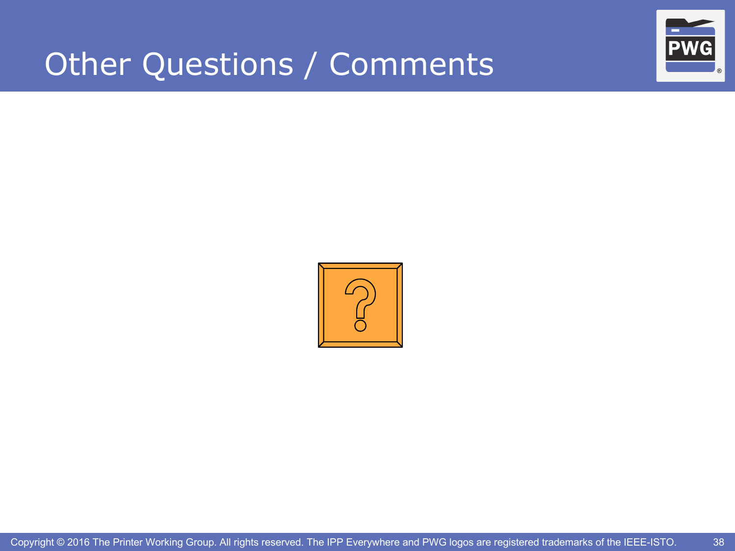# Other Questions / Comments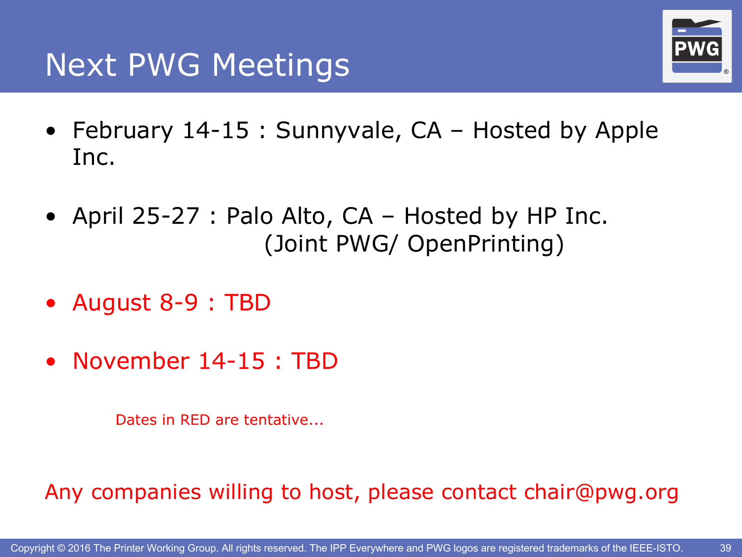# Next PWG Meetings

- February 14-15 : Sunnyvale, CA – Hosted by Apple Inc.
- April 25-27 : Palo Alto, CA – Hosted by HP Inc. (Joint PWG/ OpenPrinting)
- August 8-9 : TBD
- November 14-15 : TBD

Dates in RED are tentative...

Any companies willing to host, please contact chair@pwg.org

Copyright © 2016 The Printer Working Group. All rights reserved. The IPP Everywhere and PWG logos are registered trademarks of the IEEE-ISTO.